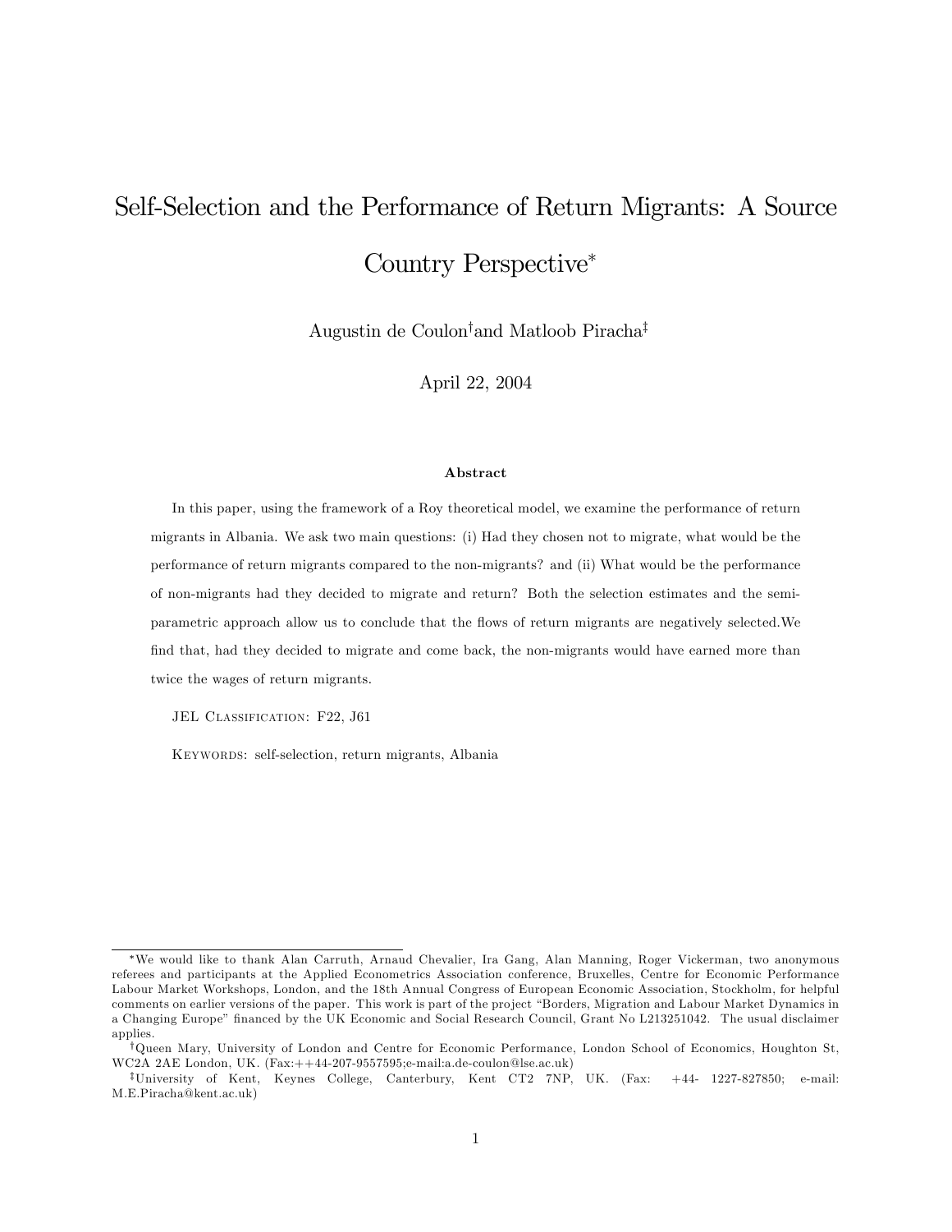# Self-Selection and the Performance of Return Migrants: A Source Country Perspective[*]

Augustin de Coulon[†] and Matloob Piracha[‡]

April 22, 2004

### Abstract

In this paper, using the framework of a Roy theoretical model, we examine the performance of return migrants in Albania. We ask two main questions: (i) Had they chosen not to migrate, what would be the performance of return migrants compared to the non-migrants? and (ii) What would be the performance of non-migrants had they decided to migrate and return? Both the selection estimates and the semi-parametric approach allow us to conclude that the flows of return migrants are negatively selected.We find that, had they decided to migrate and come back, the non-migrants would have earned more than twice the wages of return migrants.

JEL Classification: F22, J61

Keywords: self-selection, return migrants, Albania

---

[*] We would like to thank Alan Carruth, Arnaud Chevalier, Ira Gang, Alan Manning, Roger Vickerman, two anonymous referees and participants at the Applied Econometrics Association conference, Bruxelles, Centre for Economic Performance Labour Market Workshops, London, and the 18th Annual Congress of European Economic Association, Stockholm, for helpful comments on earlier versions of the paper. This work is part of the project "Borders, Migration and Labour Market Dynamics in a Changing Europe" financed by the UK Economic and Social Research Council, Grant No L213251042. The usual disclaimer applies.

[†] Queen Mary, University of London and Centre for Economic Performance, London School of Economics, Houghton St, WC2A 2AE London, UK. (Fax:++44-207-9557595;e-mail:a.de-coulon@lse.ac.uk)

[‡] University of Kent, Keynes College, Canterbury, Kent CT2 7NP, UK. (Fax: +44- 1227-827850; e-mail: M.E.Piracha@kent.ac.uk)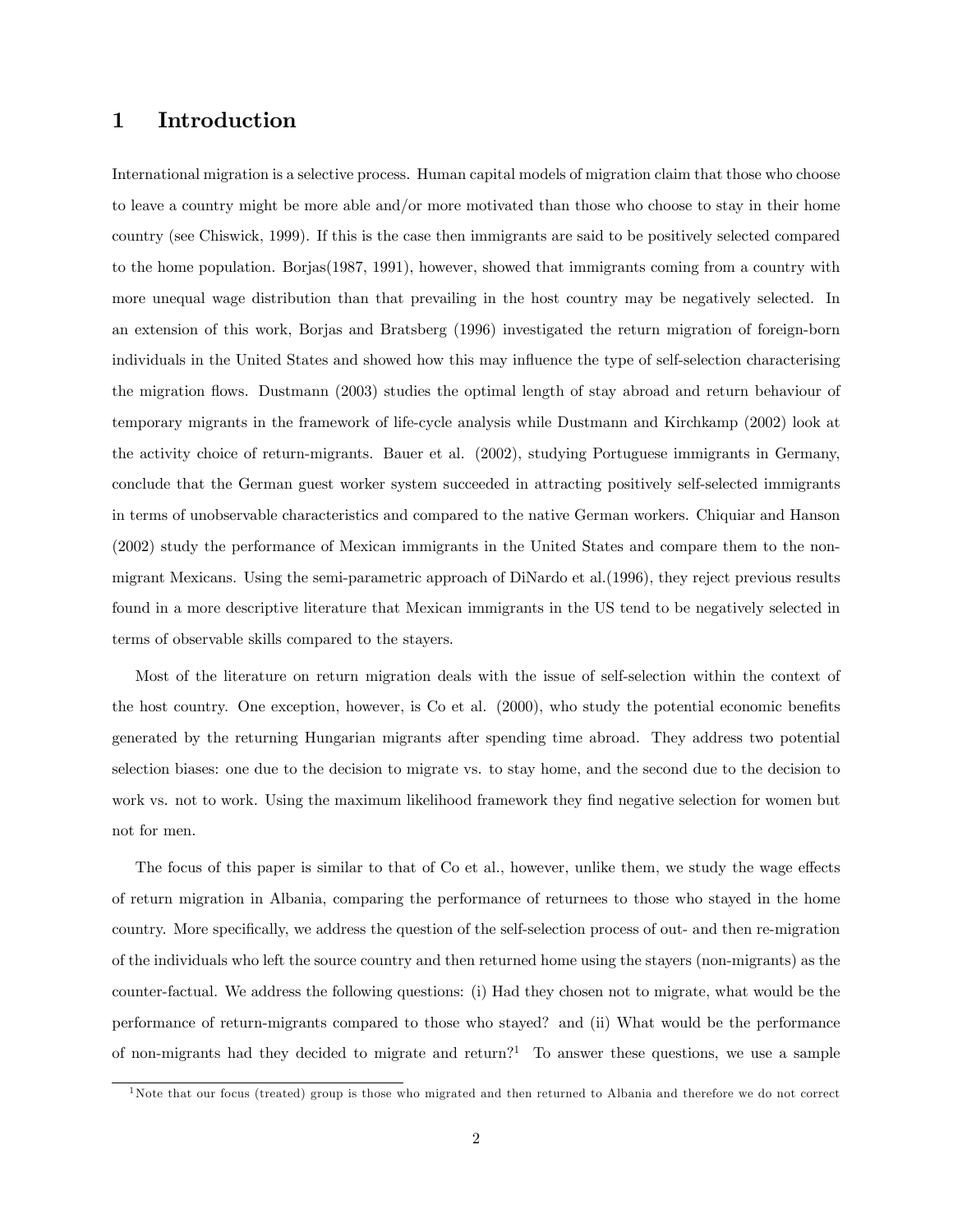# 1 Introduction

International migration is a selective process. Human capital models of migration claim that those who choose to leave a country might be more able and/or more motivated than those who choose to stay in their home country (see Chiswick, 1999). If this is the case then immigrants are said to be positively selected compared to the home population. Borjas(1987, 1991), however, showed that immigrants coming from a country with more unequal wage distribution than that prevailing in the host country may be negatively selected. In an extension of this work, Borjas and Bratsberg (1996) investigated the return migration of foreign-born individuals in the United States and showed how this may influence the type of self-selection characterising the migration flows. Dustmann (2003) studies the optimal length of stay abroad and return behaviour of temporary migrants in the framework of life-cycle analysis while Dustmann and Kirchkamp (2002) look at the activity choice of return-migrants. Bauer et al. (2002), studying Portuguese immigrants in Germany, conclude that the German guest worker system succeeded in attracting positively self-selected immigrants in terms of unobservable characteristics and compared to the native German workers. Chiquiar and Hanson (2002) study the performance of Mexican immigrants in the United States and compare them to the non-migrant Mexicans. Using the semi-parametric approach of DiNardo et al.(1996), they reject previous results found in a more descriptive literature that Mexican immigrants in the US tend to be negatively selected in terms of observable skills compared to the stayers.

Most of the literature on return migration deals with the issue of self-selection within the context of the host country. One exception, however, is Co et al. (2000), who study the potential economic benefits generated by the returning Hungarian migrants after spending time abroad. They address two potential selection biases: one due to the decision to migrate vs. to stay home, and the second due to the decision to work vs. not to work. Using the maximum likelihood framework they find negative selection for women but not for men.

The focus of this paper is similar to that of Co et al., however, unlike them, we study the wage effects of return migration in Albania, comparing the performance of returnees to those who stayed in the home country. More specifically, we address the question of the self-selection process of out- and then re-migration of the individuals who left the source country and then returned home using the stayers (non-migrants) as the counter-factual. We address the following questions: (i) Had they chosen not to migrate, what would be the performance of return-migrants compared to those who stayed? and (ii) What would be the performance of non-migrants had they decided to migrate and return?[1] To answer these questions, we use a sample

[1] Note that our focus (treated) group is those who migrated and then returned to Albania and therefore we do not correct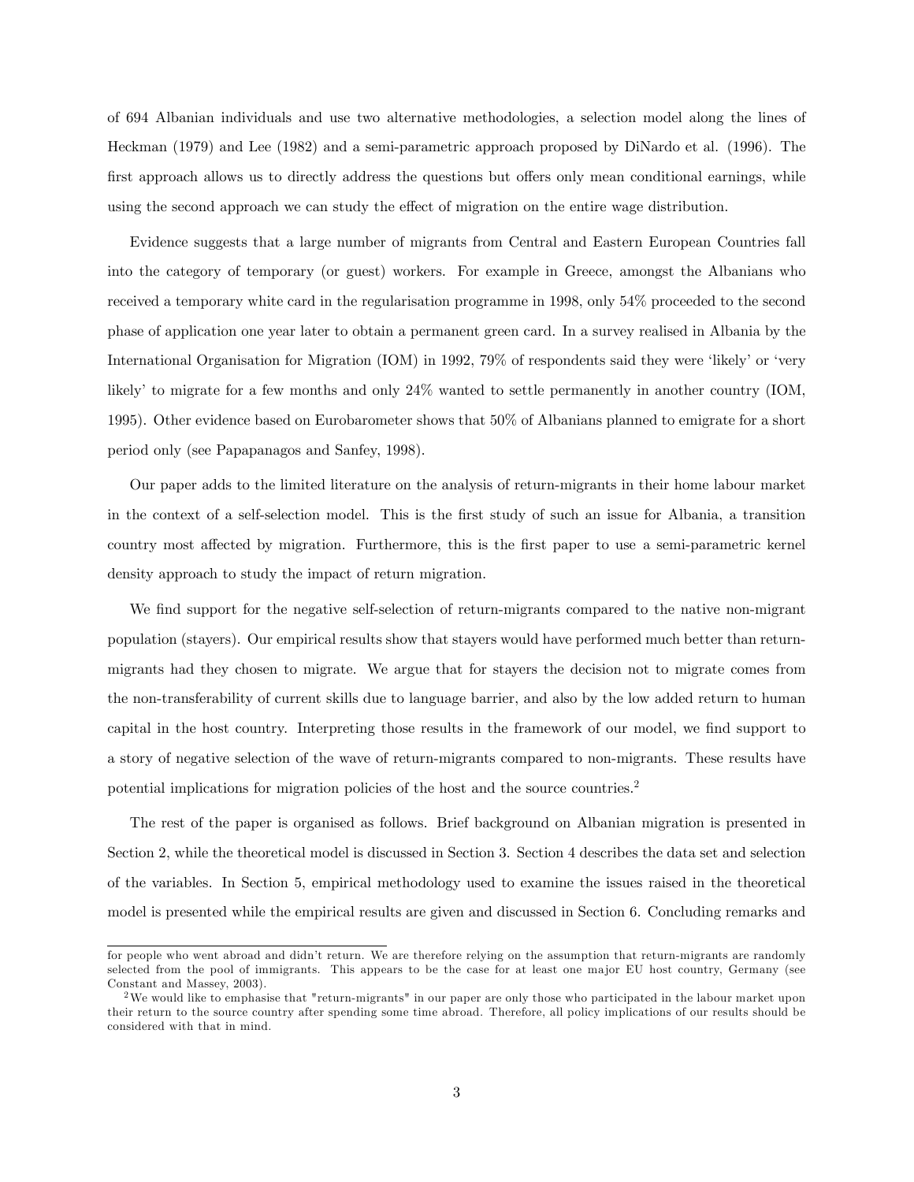of 694 Albanian individuals and use two alternative methodologies, a selection model along the lines of Heckman (1979) and Lee (1982) and a semi-parametric approach proposed by DiNardo et al. (1996). The first approach allows us to directly address the questions but offers only mean conditional earnings, while using the second approach we can study the effect of migration on the entire wage distribution.

Evidence suggests that a large number of migrants from Central and Eastern European Countries fall into the category of temporary (or guest) workers. For example in Greece, amongst the Albanians who received a temporary white card in the regularisation programme in 1998, only 54% proceeded to the second phase of application one year later to obtain a permanent green card. In a survey realised in Albania by the International Organisation for Migration (IOM) in 1992, 79% of respondents said they were 'likely' or 'very likely' to migrate for a few months and only 24% wanted to settle permanently in another country (IOM, 1995). Other evidence based on Eurobarometer shows that 50% of Albanians planned to emigrate for a short period only (see Papapanagos and Sanfey, 1998).

Our paper adds to the limited literature on the analysis of return-migrants in their home labour market in the context of a self-selection model. This is the first study of such an issue for Albania, a transition country most affected by migration. Furthermore, this is the first paper to use a semi-parametric kernel density approach to study the impact of return migration.

We find support for the negative self-selection of return-migrants compared to the native non-migrant population (stayers). Our empirical results show that stayers would have performed much better than return-migrants had they chosen to migrate. We argue that for stayers the decision not to migrate comes from the non-transferability of current skills due to language barrier, and also by the low added return to human capital in the host country. Interpreting those results in the framework of our model, we find support to a story of negative selection of the wave of return-migrants compared to non-migrants. These results have potential implications for migration policies of the host and the source countries.[2]

The rest of the paper is organised as follows. Brief background on Albanian migration is presented in Section 2, while the theoretical model is discussed in Section 3. Section 4 describes the data set and selection of the variables. In Section 5, empirical methodology used to examine the issues raised in the theoretical model is presented while the empirical results are given and discussed in Section 6. Concluding remarks and

---

for people who went abroad and didn't return. We are therefore relying on the assumption that return-migrants are randomly selected from the pool of immigrants. This appears to be the case for at least one major EU host country, Germany (see Constant and Massey, 2003).

[2] We would like to emphasise that "return-migrants" in our paper are only those who participated in the labour market upon their return to the source country after spending some time abroad. Therefore, all policy implications of our results should be considered with that in mind.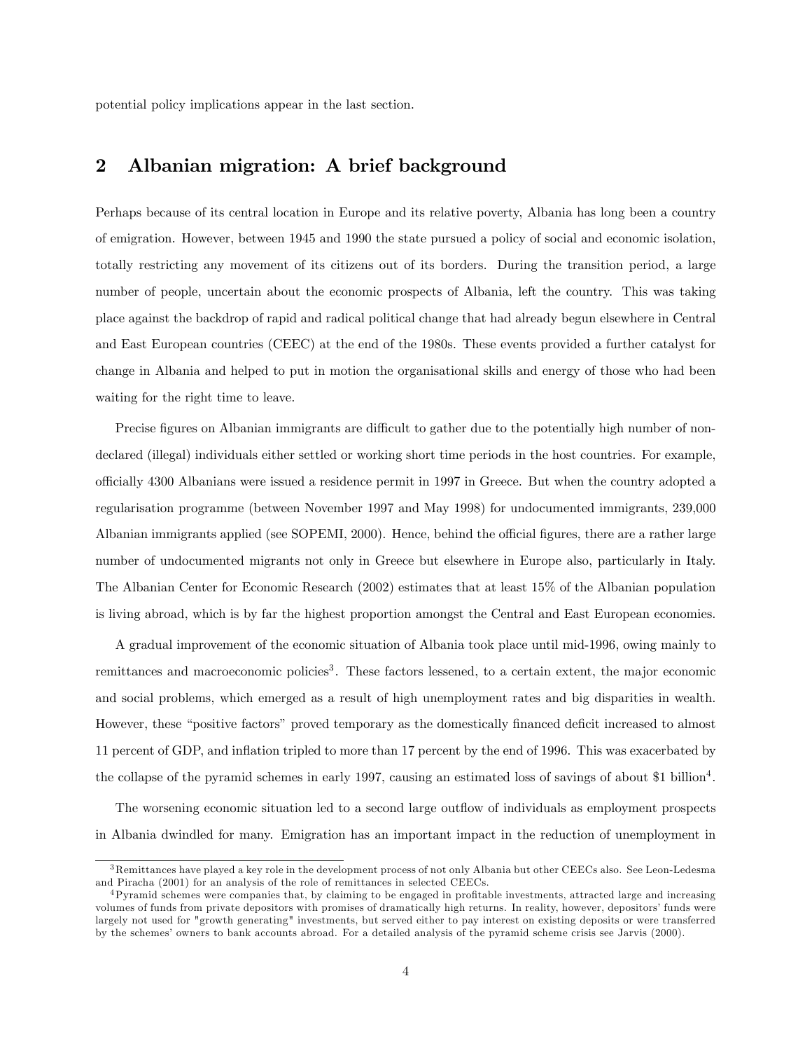potential policy implications appear in the last section.

## 2 Albanian migration: A brief background

Perhaps because of its central location in Europe and its relative poverty, Albania has long been a country of emigration. However, between 1945 and 1990 the state pursued a policy of social and economic isolation, totally restricting any movement of its citizens out of its borders. During the transition period, a large number of people, uncertain about the economic prospects of Albania, left the country. This was taking place against the backdrop of rapid and radical political change that had already begun elsewhere in Central and East European countries (CEEC) at the end of the 1980s. These events provided a further catalyst for change in Albania and helped to put in motion the organisational skills and energy of those who had been waiting for the right time to leave.

Precise figures on Albanian immigrants are difficult to gather due to the potentially high number of non-declared (illegal) individuals either settled or working short time periods in the host countries. For example, officially 4300 Albanians were issued a residence permit in 1997 in Greece. But when the country adopted a regularisation programme (between November 1997 and May 1998) for undocumented immigrants, 239,000 Albanian immigrants applied (see SOPEMI, 2000). Hence, behind the official figures, there are a rather large number of undocumented migrants not only in Greece but elsewhere in Europe also, particularly in Italy. The Albanian Center for Economic Research (2002) estimates that at least 15% of the Albanian population is living abroad, which is by far the highest proportion amongst the Central and East European economies.

A gradual improvement of the economic situation of Albania took place until mid-1996, owing mainly to remittances and macroeconomic policies[3]. These factors lessened, to a certain extent, the major economic and social problems, which emerged as a result of high unemployment rates and big disparities in wealth. However, these "positive factors" proved temporary as the domestically financed deficit increased to almost 11 percent of GDP, and inflation tripled to more than 17 percent by the end of 1996. This was exacerbated by the collapse of the pyramid schemes in early 1997, causing an estimated loss of savings of about $1 billion[4].

The worsening economic situation led to a second large outflow of individuals as employment prospects in Albania dwindled for many. Emigration has an important impact in the reduction of unemployment in

---

[3] Remittances have played a key role in the development process of not only Albania but other CEECs also. See Leon-Ledesma and Piracha (2001) for an analysis of the role of remittances in selected CEECs.

[4] Pyramid schemes were companies that, by claiming to be engaged in profitable investments, attracted large and increasing volumes of funds from private depositors with promises of dramatically high returns. In reality, however, depositors' funds were largely not used for "growth generating" investments, but served either to pay interest on existing deposits or were transferred by the schemes' owners to bank accounts abroad. For a detailed analysis of the pyramid scheme crisis see Jarvis (2000).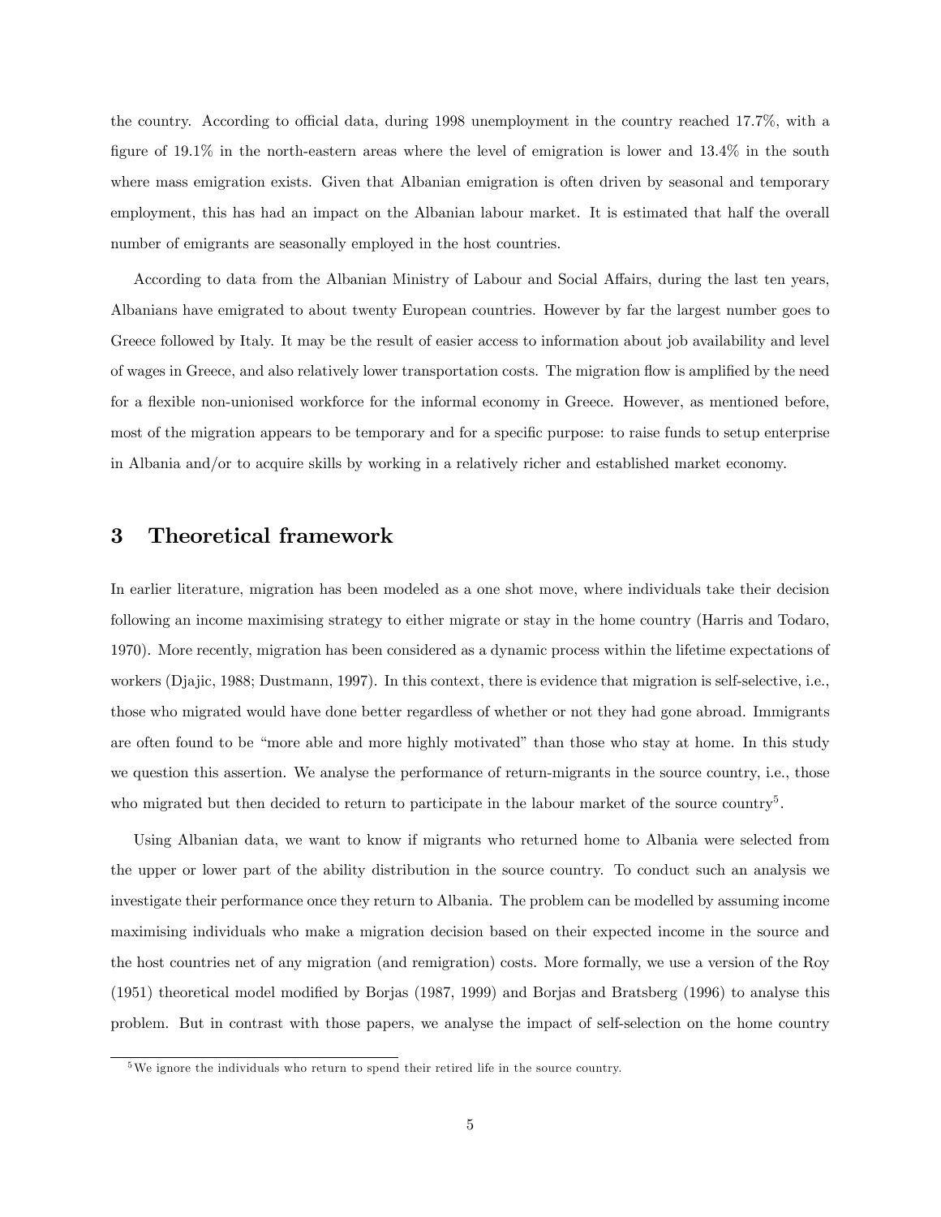the country. According to official data, during 1998 unemployment in the country reached 17.7%, with a figure of 19.1% in the north-eastern areas where the level of emigration is lower and 13.4% in the south where mass emigration exists. Given that Albanian emigration is often driven by seasonal and temporary employment, this has had an impact on the Albanian labour market. It is estimated that half the overall number of emigrants are seasonally employed in the host countries.

According to data from the Albanian Ministry of Labour and Social Affairs, during the last ten years, Albanians have emigrated to about twenty European countries. However by far the largest number goes to Greece followed by Italy. It may be the result of easier access to information about job availability and level of wages in Greece, and also relatively lower transportation costs. The migration flow is amplified by the need for a flexible non-unionised workforce for the informal economy in Greece. However, as mentioned before, most of the migration appears to be temporary and for a specific purpose: to raise funds to setup enterprise in Albania and/or to acquire skills by working in a relatively richer and established market economy.

## 3 Theoretical framework

In earlier literature, migration has been modeled as a one shot move, where individuals take their decision following an income maximising strategy to either migrate or stay in the home country (Harris and Todaro, 1970). More recently, migration has been considered as a dynamic process within the lifetime expectations of workers (Djajic, 1988; Dustmann, 1997). In this context, there is evidence that migration is self-selective, i.e., those who migrated would have done better regardless of whether or not they had gone abroad. Immigrants are often found to be "more able and more highly motivated" than those who stay at home. In this study we question this assertion. We analyse the performance of return-migrants in the source country, i.e., those who migrated but then decided to return to participate in the labour market of the source country[5].

Using Albanian data, we want to know if migrants who returned home to Albania were selected from the upper or lower part of the ability distribution in the source country. To conduct such an analysis we investigate their performance once they return to Albania. The problem can be modelled by assuming income maximising individuals who make a migration decision based on their expected income in the source and the host countries net of any migration (and remigration) costs. More formally, we use a version of the Roy (1951) theoretical model modified by Borjas (1987, 1999) and Borjas and Bratsberg (1996) to analyse this problem. But in contrast with those papers, we analyse the impact of self-selection on the home country

[5] We ignore the individuals who return to spend their retired life in the source country.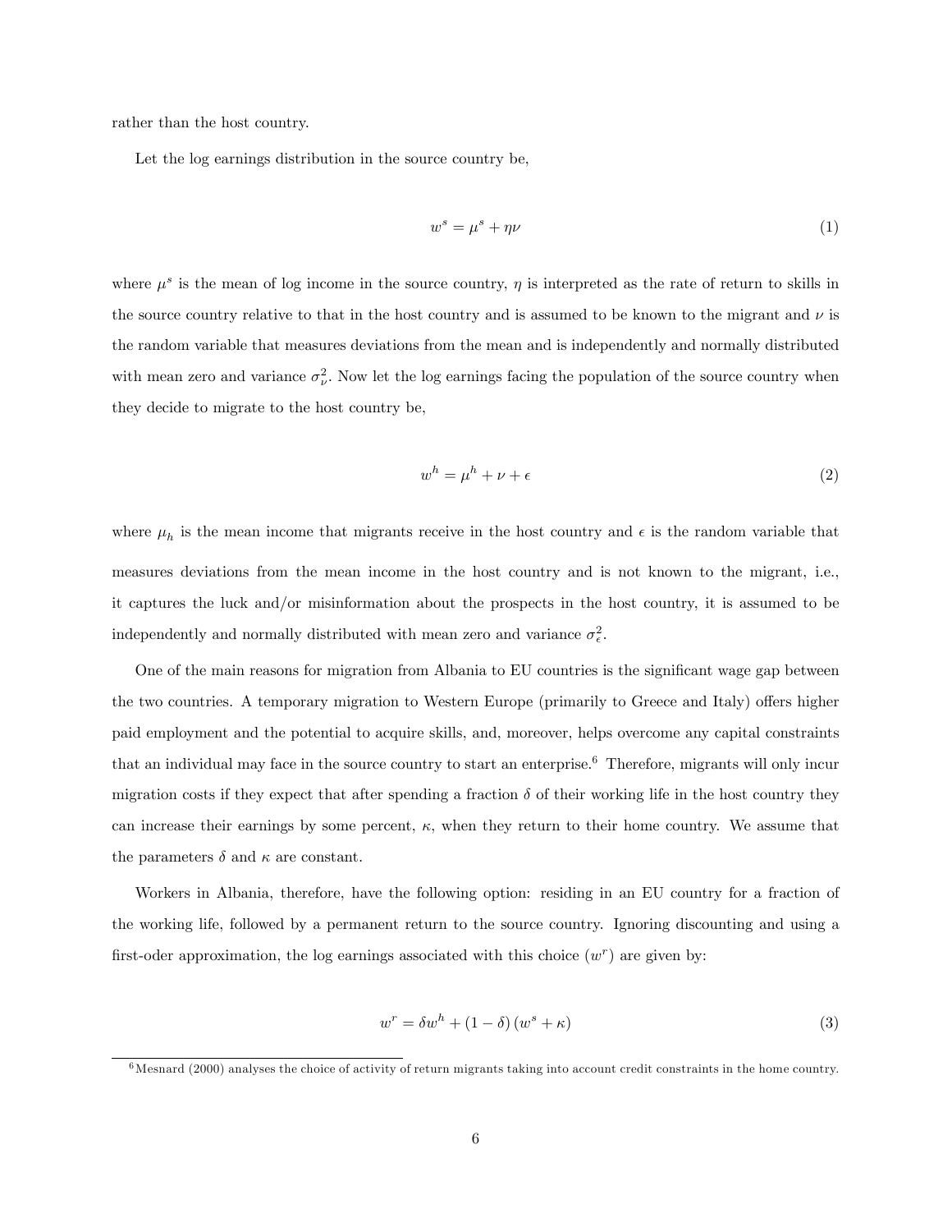rather than the host country.

Let the log earnings distribution in the source country be,

$$w^s = \mu^s + \eta\nu \tag{1}$$

where $\mu^s$ is the mean of log income in the source country, $\eta$ is interpreted as the rate of return to skills in the source country relative to that in the host country and is assumed to be known to the migrant and $\nu$ is the random variable that measures deviations from the mean and is independently and normally distributed with mean zero and variance $\sigma_\nu^2$. Now let the log earnings facing the population of the source country when they decide to migrate to the host country be,

$$w^h = \mu^h + \nu + \epsilon \tag{2}$$

where $\mu_h$ is the mean income that migrants receive in the host country and $\epsilon$ is the random variable that measures deviations from the mean income in the host country and is not known to the migrant, i.e., it captures the luck and/or misinformation about the prospects in the host country, it is assumed to be independently and normally distributed with mean zero and variance $\sigma_\epsilon^2$.

One of the main reasons for migration from Albania to EU countries is the significant wage gap between the two countries. A temporary migration to Western Europe (primarily to Greece and Italy) offers higher paid employment and the potential to acquire skills, and, moreover, helps overcome any capital constraints that an individual may face in the source country to start an enterprise.[6] Therefore, migrants will only incur migration costs if they expect that after spending a fraction $\delta$ of their working life in the host country they can increase their earnings by some percent, $\kappa$, when they return to their home country. We assume that the parameters $\delta$ and $\kappa$ are constant.

Workers in Albania, therefore, have the following option: residing in an EU country for a fraction of the working life, followed by a permanent return to the source country. Ignoring discounting and using a first-oder approximation, the log earnings associated with this choice ($w^r$) are given by:

$$w^r = \delta w^h + (1 - \delta)(w^s + \kappa) \tag{3}$$

[6] Mesnard (2000) analyses the choice of activity of return migrants taking into account credit constraints in the home country.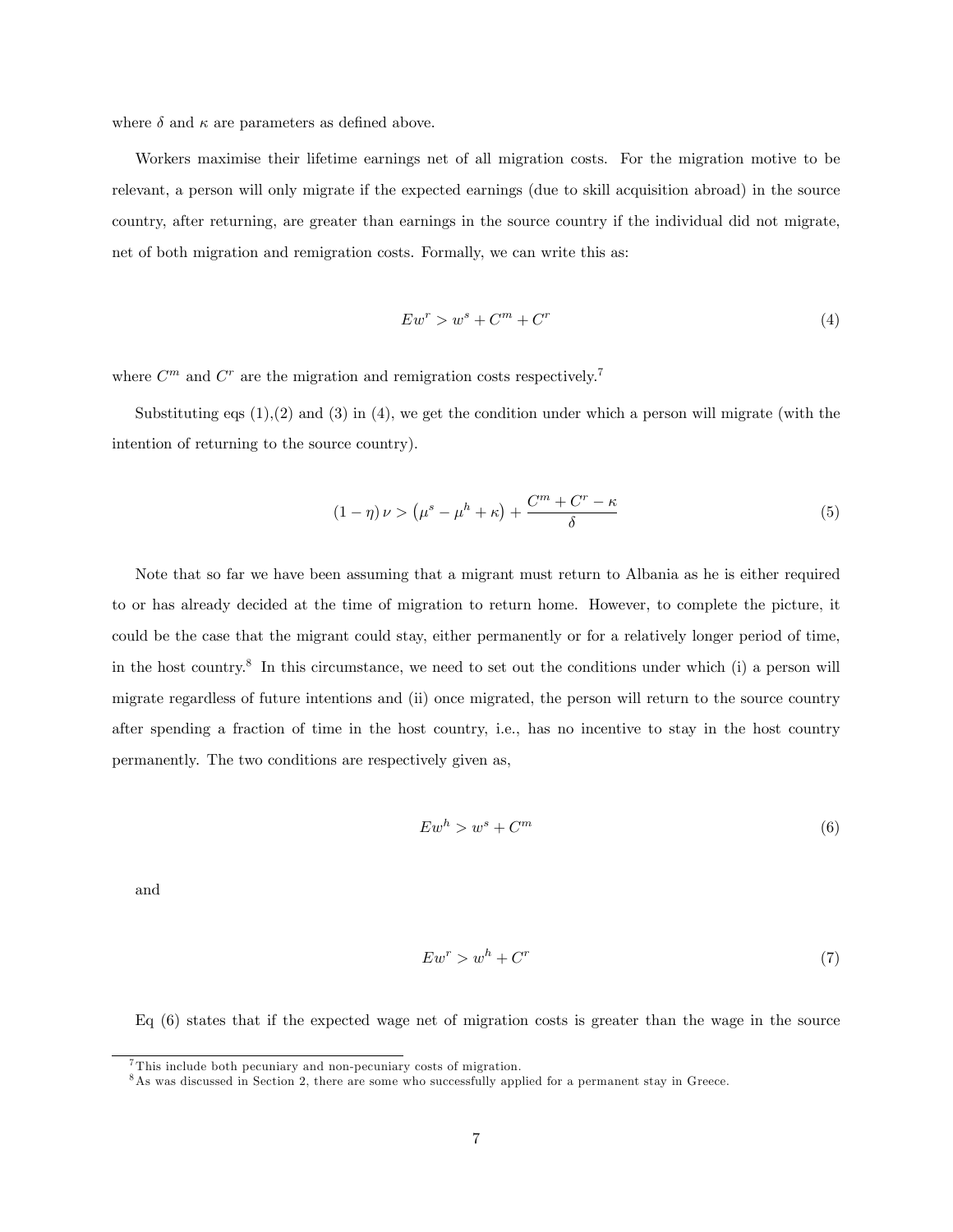where $\delta$ and $\kappa$ are parameters as defined above.

Workers maximise their lifetime earnings net of all migration costs. For the migration motive to be relevant, a person will only migrate if the expected earnings (due to skill acquisition abroad) in the source country, after returning, are greater than earnings in the source country if the individual did not migrate, net of both migration and remigration costs. Formally, we can write this as:

$$Ew^r > w^s + C^m + C^r \tag{4}$$

where $C^m$ and $C^r$ are the migration and remigration costs respectively.[7]

Substituting eqs (1),(2) and (3) in (4), we get the condition under which a person will migrate (with the intention of returning to the source country).

$$(1-\eta)\,\nu > \left(\mu^s - \mu^h + \kappa\right) + \frac{C^m + C^r - \kappa}{\delta} \tag{5}$$

Note that so far we have been assuming that a migrant must return to Albania as he is either required to or has already decided at the time of migration to return home. However, to complete the picture, it could be the case that the migrant could stay, either permanently or for a relatively longer period of time, in the host country.[8] In this circumstance, we need to set out the conditions under which (i) a person will migrate regardless of future intentions and (ii) once migrated, the person will return to the source country after spending a fraction of time in the host country, i.e., has no incentive to stay in the host country permanently. The two conditions are respectively given as,

$$Ew^h > w^s + C^m \tag{6}$$

and

$$Ew^r > w^h + C^r \tag{7}$$

Eq (6) states that if the expected wage net of migration costs is greater than the wage in the source

[7] This include both pecuniary and non-pecuniary costs of migration.

[8] As was discussed in Section 2, there are some who successfully applied for a permanent stay in Greece.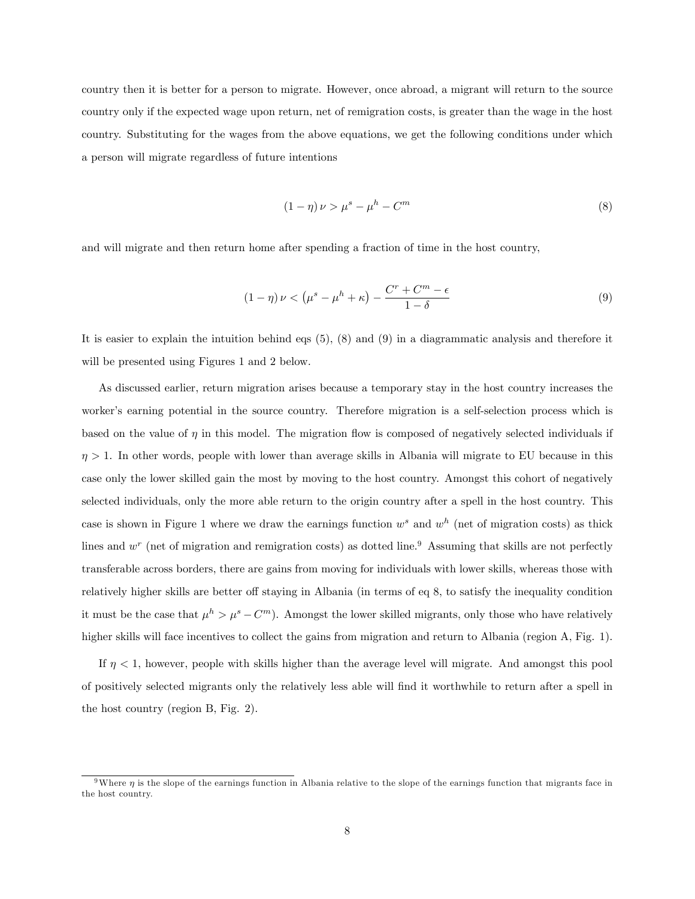country then it is better for a person to migrate. However, once abroad, a migrant will return to the source country only if the expected wage upon return, net of remigration costs, is greater than the wage in the host country. Substituting for the wages from the above equations, we get the following conditions under which a person will migrate regardless of future intentions

$$(1-\eta)\,\nu > \mu^s - \mu^h - C^m \tag{8}$$

and will migrate and then return home after spending a fraction of time in the host country,

$$(1-\eta)\,\nu < \left(\mu^s - \mu^h + \kappa\right) - \frac{C^r + C^m - \epsilon}{1-\delta} \tag{9}$$

It is easier to explain the intuition behind eqs (5), (8) and (9) in a diagrammatic analysis and therefore it will be presented using Figures 1 and 2 below.

As discussed earlier, return migration arises because a temporary stay in the host country increases the worker's earning potential in the source country. Therefore migration is a self-selection process which is based on the value of $\eta$ in this model. The migration flow is composed of negatively selected individuals if $\eta > 1$. In other words, people with lower than average skills in Albania will migrate to EU because in this case only the lower skilled gain the most by moving to the host country. Amongst this cohort of negatively selected individuals, only the more able return to the origin country after a spell in the host country. This case is shown in Figure 1 where we draw the earnings function $w^s$ and $w^h$ (net of migration costs) as thick lines and $w^r$ (net of migration and remigration costs) as dotted line.[9] Assuming that skills are not perfectly transferable across borders, there are gains from moving for individuals with lower skills, whereas those with relatively higher skills are better off staying in Albania (in terms of eq 8, to satisfy the inequality condition it must be the case that $\mu^h > \mu^s - C^m$). Amongst the lower skilled migrants, only those who have relatively higher skills will face incentives to collect the gains from migration and return to Albania (region A, Fig. 1).

If $\eta < 1$, however, people with skills higher than the average level will migrate. And amongst this pool of positively selected migrants only the relatively less able will find it worthwhile to return after a spell in the host country (region B, Fig. 2).

[9] Where $\eta$ is the slope of the earnings function in Albania relative to the slope of the earnings function that migrants face in the host country.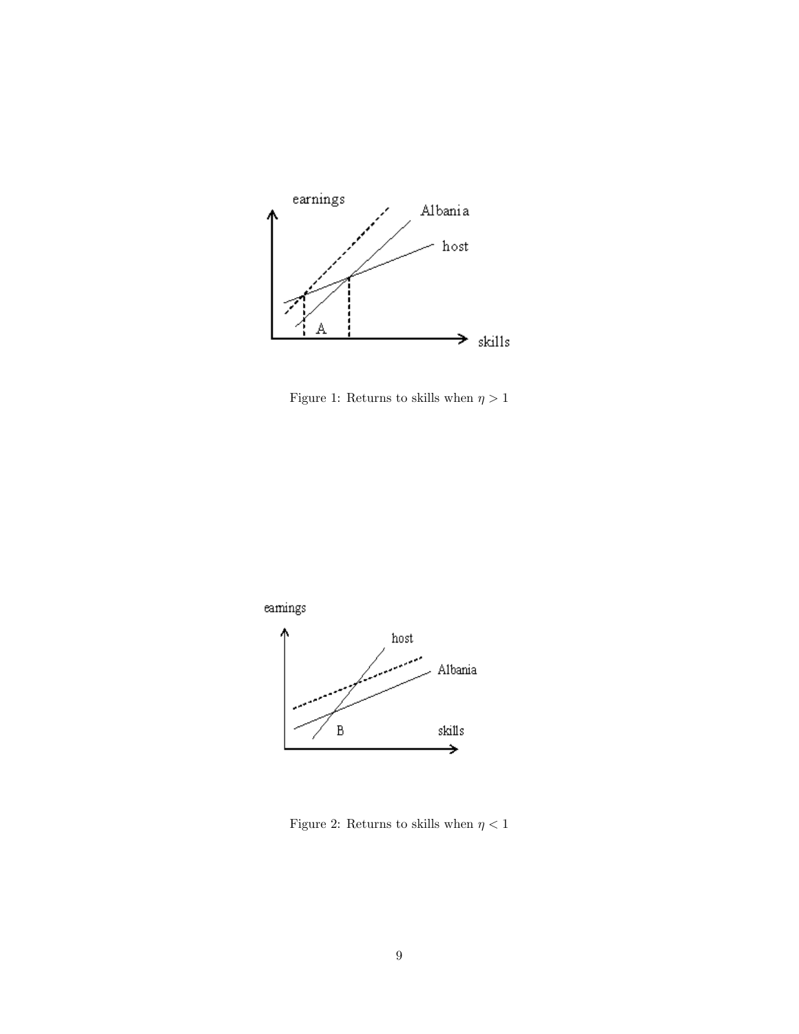Figure 1: Returns to skills when $\eta > 1$

Figure 2: Returns to skills when $\eta < 1$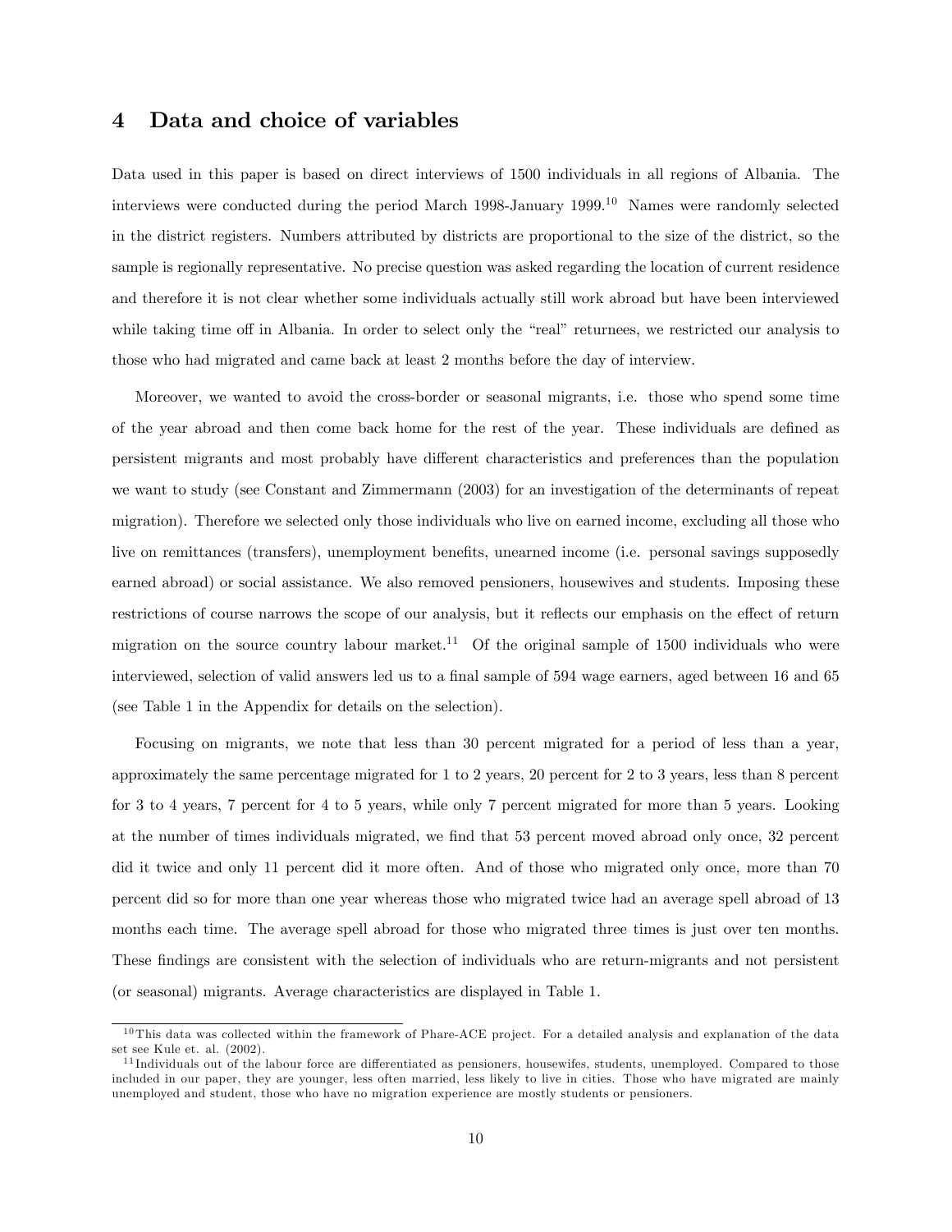# 4 Data and choice of variables

Data used in this paper is based on direct interviews of 1500 individuals in all regions of Albania. The interviews were conducted during the period March 1998-January 1999.[10] Names were randomly selected in the district registers. Numbers attributed by districts are proportional to the size of the district, so the sample is regionally representative. No precise question was asked regarding the location of current residence and therefore it is not clear whether some individuals actually still work abroad but have been interviewed while taking time off in Albania. In order to select only the "real" returnees, we restricted our analysis to those who had migrated and came back at least 2 months before the day of interview.

Moreover, we wanted to avoid the cross-border or seasonal migrants, i.e. those who spend some time of the year abroad and then come back home for the rest of the year. These individuals are defined as persistent migrants and most probably have different characteristics and preferences than the population we want to study (see Constant and Zimmermann (2003) for an investigation of the determinants of repeat migration). Therefore we selected only those individuals who live on earned income, excluding all those who live on remittances (transfers), unemployment benefits, unearned income (i.e. personal savings supposedly earned abroad) or social assistance. We also removed pensioners, housewives and students. Imposing these restrictions of course narrows the scope of our analysis, but it reflects our emphasis on the effect of return migration on the source country labour market.[11] Of the original sample of 1500 individuals who were interviewed, selection of valid answers led us to a final sample of 594 wage earners, aged between 16 and 65 (see Table 1 in the Appendix for details on the selection).

Focusing on migrants, we note that less than 30 percent migrated for a period of less than a year, approximately the same percentage migrated for 1 to 2 years, 20 percent for 2 to 3 years, less than 8 percent for 3 to 4 years, 7 percent for 4 to 5 years, while only 7 percent migrated for more than 5 years. Looking at the number of times individuals migrated, we find that 53 percent moved abroad only once, 32 percent did it twice and only 11 percent did it more often. And of those who migrated only once, more than 70 percent did so for more than one year whereas those who migrated twice had an average spell abroad of 13 months each time. The average spell abroad for those who migrated three times is just over ten months. These findings are consistent with the selection of individuals who are return-migrants and not persistent (or seasonal) migrants. Average characteristics are displayed in Table 1.

[10] This data was collected within the framework of Phare-ACE project. For a detailed analysis and explanation of the data set see Kule et. al. (2002).

[11] Individuals out of the labour force are differentiated as pensioners, housewifes, students, unemployed. Compared to those included in our paper, they are younger, less often married, less likely to live in cities. Those who have migrated are mainly unemployed and student, those who have no migration experience are mostly students or pensioners.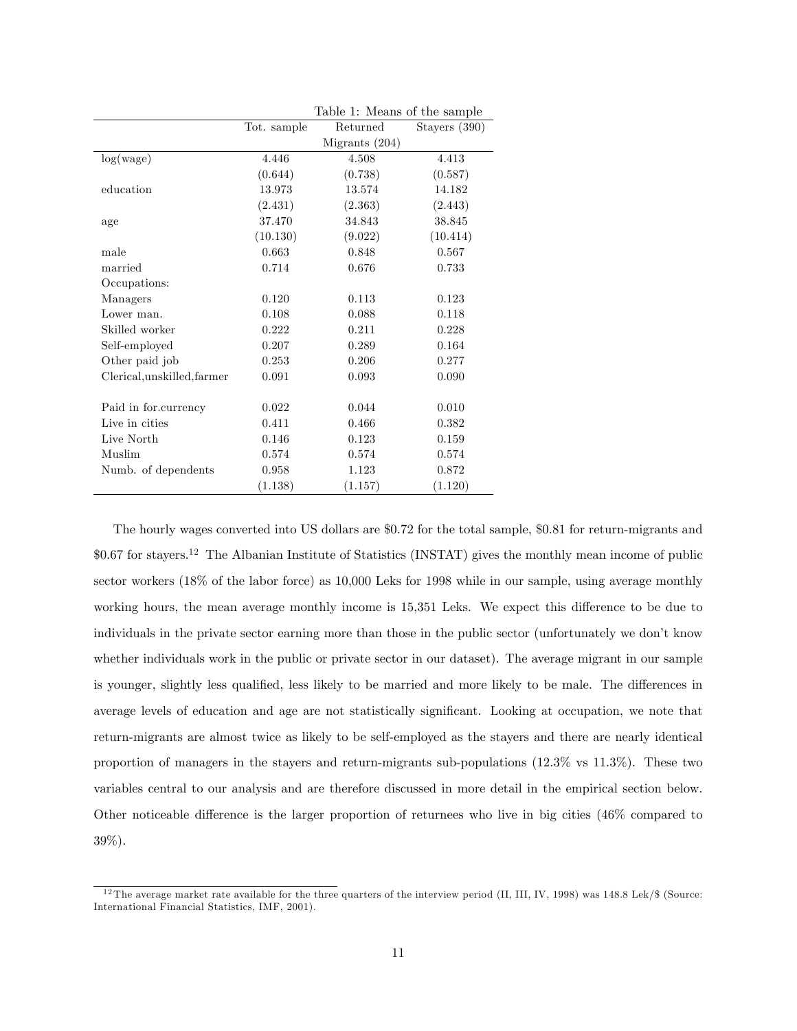Table 1: Means of the sample

| | Tot. sample | Returned Migrants (204) | Stayers (390) |
|---|---|---|---|
| log(wage) | 4.446 | 4.508 | 4.413 |
| | (0.644) | (0.738) | (0.587) |
| education | 13.973 | 13.574 | 14.182 |
| | (2.431) | (2.363) | (2.443) |
| age | 37.470 | 34.843 | 38.845 |
| | (10.130) | (9.022) | (10.414) |
| male | 0.663 | 0.848 | 0.567 |
| married | 0.714 | 0.676 | 0.733 |
| Occupations: | | | |
| Managers | 0.120 | 0.113 | 0.123 |
| Lower man. | 0.108 | 0.088 | 0.118 |
| Skilled worker | 0.222 | 0.211 | 0.228 |
| Self-employed | 0.207 | 0.289 | 0.164 |
| Other paid job | 0.253 | 0.206 | 0.277 |
| Clerical,unskilled,farmer | 0.091 | 0.093 | 0.090 |
| | | | |
| Paid in for.currency | 0.022 | 0.044 | 0.010 |
| Live in cities | 0.411 | 0.466 | 0.382 |
| Live North | 0.146 | 0.123 | 0.159 |
| Muslim | 0.574 | 0.574 | 0.574 |
| Numb. of dependents | 0.958 | 1.123 | 0.872 |
| | (1.138) | (1.157) | (1.120) |

The hourly wages converted into US dollars are \$0.72 for the total sample, \$0.81 for return-migrants and \$0.67 for stayers.[12] The Albanian Institute of Statistics (INSTAT) gives the monthly mean income of public sector workers (18% of the labor force) as 10,000 Leks for 1998 while in our sample, using average monthly working hours, the mean average monthly income is 15,351 Leks. We expect this difference to be due to individuals in the private sector earning more than those in the public sector (unfortunately we don't know whether individuals work in the public or private sector in our dataset). The average migrant in our sample is younger, slightly less qualified, less likely to be married and more likely to be male. The differences in average levels of education and age are not statistically significant. Looking at occupation, we note that return-migrants are almost twice as likely to be self-employed as the stayers and there are nearly identical proportion of managers in the stayers and return-migrants sub-populations (12.3% vs 11.3%). These two variables central to our analysis and are therefore discussed in more detail in the empirical section below. Other noticeable difference is the larger proportion of returnees who live in big cities (46% compared to 39%).

[12] The average market rate available for the three quarters of the interview period (II, III, IV, 1998) was 148.8 Lek/\$ (Source: International Financial Statistics, IMF, 2001).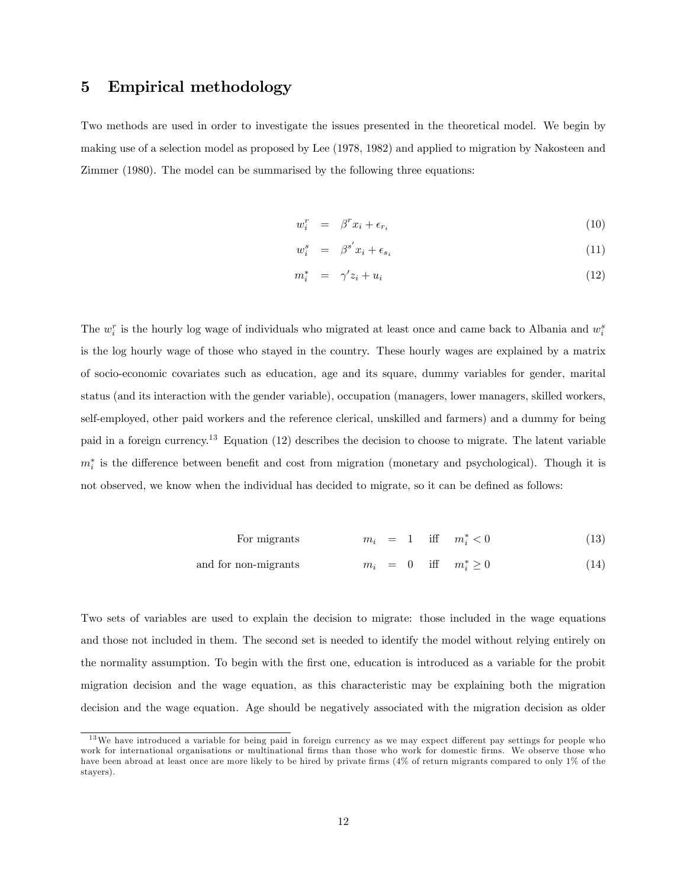## 5 Empirical methodology

Two methods are used in order to investigate the issues presented in the theoretical model. We begin by making use of a selection model as proposed by Lee (1978, 1982) and applied to migration by Nakosteen and Zimmer (1980). The model can be summarised by the following three equations:

$$w_i^r = \beta^r x_i + \epsilon_{r_i} \tag{10}$$

$$w_i^s = \beta^{s'} x_i + \epsilon_{s_i} \tag{11}$$

$$m_i^* = \gamma' z_i + u_i \tag{12}$$

The $w_i^r$ is the hourly log wage of individuals who migrated at least once and came back to Albania and $w_i^s$ is the log hourly wage of those who stayed in the country. These hourly wages are explained by a matrix of socio-economic covariates such as education, age and its square, dummy variables for gender, marital status (and its interaction with the gender variable), occupation (managers, lower managers, skilled workers, self-employed, other paid workers and the reference clerical, unskilled and farmers) and a dummy for being paid in a foreign currency.[13] Equation (12) describes the decision to choose to migrate. The latent variable $m_i^*$ is the difference between benefit and cost from migration (monetary and psychological). Though it is not observed, we know when the individual has decided to migrate, so it can be defined as follows:

$$\text{For migrants} \qquad m_i = 1 \quad \text{iff} \quad m_i^* < 0 \tag{13}$$

$$\text{and for non-migrants} \qquad m_i = 0 \quad \text{iff} \quad m_i^* \geq 0 \tag{14}$$

Two sets of variables are used to explain the decision to migrate: those included in the wage equations and those not included in them. The second set is needed to identify the model without relying entirely on the normality assumption. To begin with the first one, education is introduced as a variable for the probit migration decision and the wage equation, as this characteristic may be explaining both the migration decision and the wage equation. Age should be negatively associated with the migration decision as older

[13] We have introduced a variable for being paid in foreign currency as we may expect different pay settings for people who work for international organisations or multinational firms than those who work for domestic firms. We observe those who have been abroad at least once are more likely to be hired by private firms (4% of return migrants compared to only 1% of the stayers).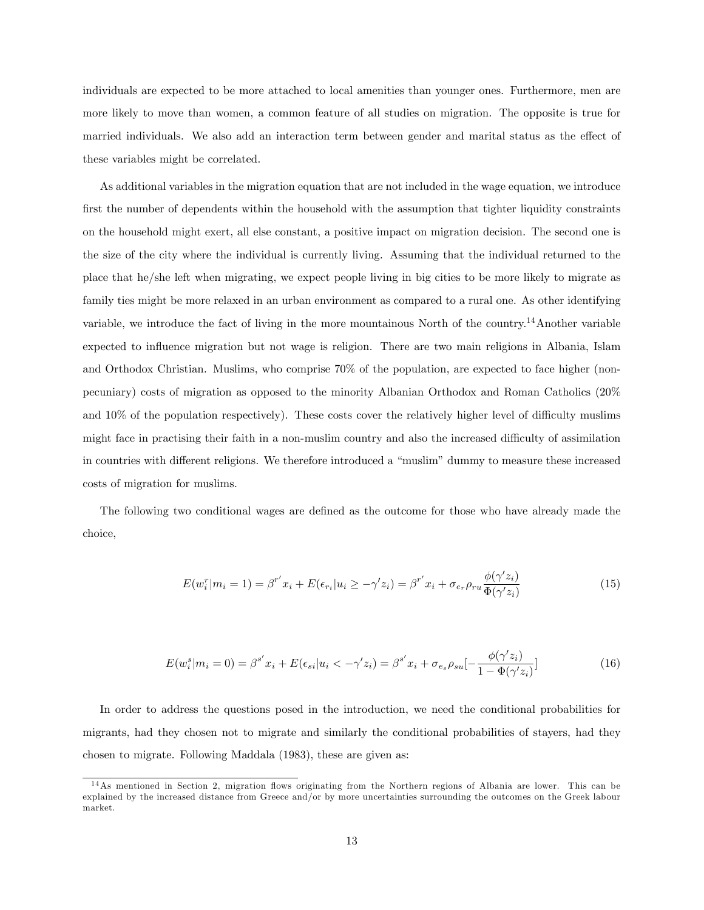individuals are expected to be more attached to local amenities than younger ones. Furthermore, men are more likely to move than women, a common feature of all studies on migration. The opposite is true for married individuals. We also add an interaction term between gender and marital status as the effect of these variables might be correlated.

As additional variables in the migration equation that are not included in the wage equation, we introduce first the number of dependents within the household with the assumption that tighter liquidity constraints on the household might exert, all else constant, a positive impact on migration decision. The second one is the size of the city where the individual is currently living. Assuming that the individual returned to the place that he/she left when migrating, we expect people living in big cities to be more likely to migrate as family ties might be more relaxed in an urban environment as compared to a rural one. As other identifying variable, we introduce the fact of living in the more mountainous North of the country.[14] Another variable expected to influence migration but not wage is religion. There are two main religions in Albania, Islam and Orthodox Christian. Muslims, who comprise 70% of the population, are expected to face higher (non-pecuniary) costs of migration as opposed to the minority Albanian Orthodox and Roman Catholics (20% and 10% of the population respectively). These costs cover the relatively higher level of difficulty muslims might face in practising their faith in a non-muslim country and also the increased difficulty of assimilation in countries with different religions. We therefore introduced a "muslim" dummy to measure these increased costs of migration for muslims.

The following two conditional wages are defined as the outcome for those who have already made the choice,

$$E(w_i^r|m_i = 1) = \beta^{r'} x_i + E(\epsilon_{r_i}|u_i \geq -\gamma' z_i) = \beta^{r'} x_i + \sigma_{e_r}\rho_{ru}\frac{\phi(\gamma' z_i)}{\Phi(\gamma' z_i)} \tag{15}$$

$$E(w_i^s|m_i = 0) = \beta^{s'} x_i + E(\epsilon_{si}|u_i < -\gamma' z_i) = \beta^{s'} x_i + \sigma_{e_s}\rho_{su}[-\frac{\phi(\gamma' z_i)}{1-\Phi(\gamma' z_i)}] \tag{16}$$

In order to address the questions posed in the introduction, we need the conditional probabilities for migrants, had they chosen not to migrate and similarly the conditional probabilities of stayers, had they chosen to migrate. Following Maddala (1983), these are given as:

[14] As mentioned in Section 2, migration flows originating from the Northern regions of Albania are lower. This can be explained by the increased distance from Greece and/or by more uncertainties surrounding the outcomes on the Greek labour market.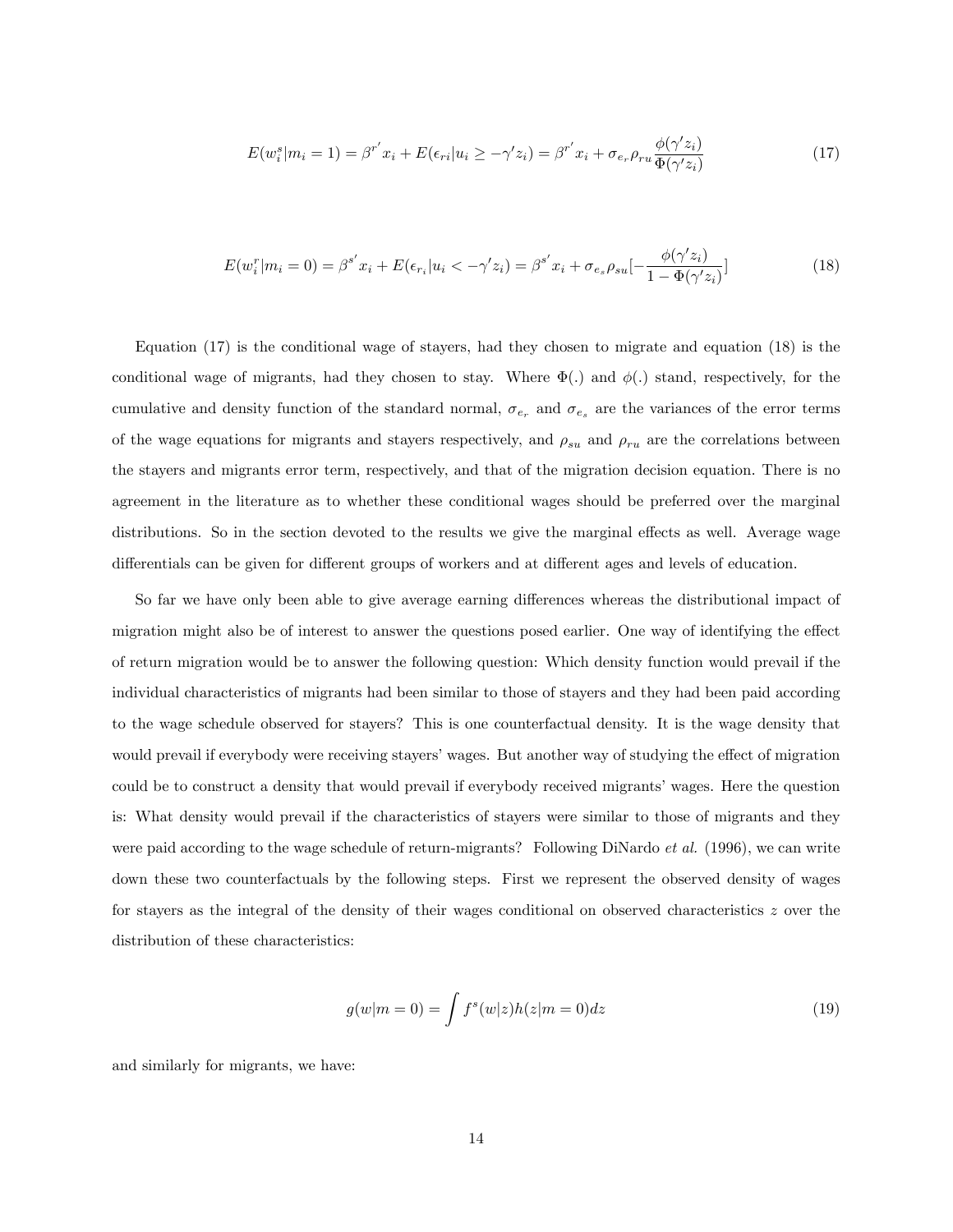$$E(w_i^s|m_i = 1) = \beta^{r'} x_i + E(\epsilon_{ri}|u_i \geq -\gamma' z_i) = \beta^{r'} x_i + \sigma_{e_r} \rho_{ru} \frac{\phi(\gamma' z_i)}{\Phi(\gamma' z_i)} \tag{17}$$

$$E(w_i^r|m_i = 0) = \beta^{s'} x_i + E(\epsilon_{r_i}|u_i < -\gamma' z_i) = \beta^{s'} x_i + \sigma_{e_s} \rho_{su} [-\frac{\phi(\gamma' z_i)}{1 - \Phi(\gamma' z_i)}] \tag{18}$$

Equation (17) is the conditional wage of stayers, had they chosen to migrate and equation (18) is the conditional wage of migrants, had they chosen to stay. Where $\Phi(.)$ and $\phi(.)$ stand, respectively, for the cumulative and density function of the standard normal, $\sigma_{e_r}$ and $\sigma_{e_s}$ are the variances of the error terms of the wage equations for migrants and stayers respectively, and $\rho_{su}$ and $\rho_{ru}$ are the correlations between the stayers and migrants error term, respectively, and that of the migration decision equation. There is no agreement in the literature as to whether these conditional wages should be preferred over the marginal distributions. So in the section devoted to the results we give the marginal effects as well. Average wage differentials can be given for different groups of workers and at different ages and levels of education.

So far we have only been able to give average earning differences whereas the distributional impact of migration might also be of interest to answer the questions posed earlier. One way of identifying the effect of return migration would be to answer the following question: Which density function would prevail if the individual characteristics of migrants had been similar to those of stayers and they had been paid according to the wage schedule observed for stayers? This is one counterfactual density. It is the wage density that would prevail if everybody were receiving stayers' wages. But another way of studying the effect of migration could be to construct a density that would prevail if everybody received migrants' wages. Here the question is: What density would prevail if the characteristics of stayers were similar to those of migrants and they were paid according to the wage schedule of return-migrants? Following DiNardo *et al.* (1996), we can write down these two counterfactuals by the following steps. First we represent the observed density of wages for stayers as the integral of the density of their wages conditional on observed characteristics $z$ over the distribution of these characteristics:

$$g(w|m = 0) = \int f^s(w|z) h(z|m = 0) dz \tag{19}$$

and similarly for migrants, we have: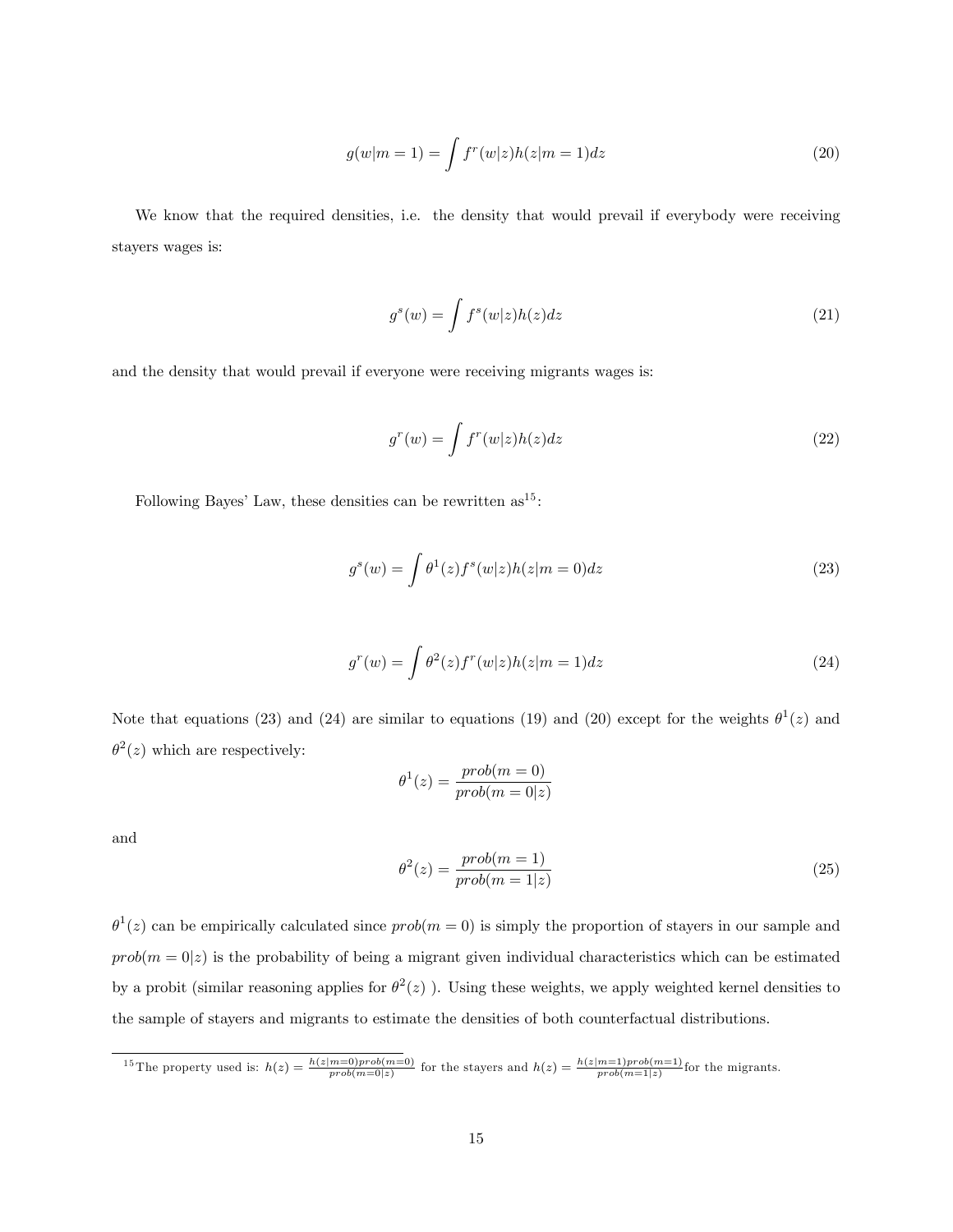$$g(w|m=1) = \int f^r(w|z)h(z|m=1)dz \tag{20}$$

We know that the required densities, i.e. the density that would prevail if everybody were receiving stayers wages is:

$$g^s(w) = \int f^s(w|z)h(z)dz \tag{21}$$

and the density that would prevail if everyone were receiving migrants wages is:

$$g^r(w) = \int f^r(w|z)h(z)dz \tag{22}$$

Following Bayes' Law, these densities can be rewritten as[15]:

$$g^s(w) = \int \theta^1(z)f^s(w|z)h(z|m=0)dz \tag{23}$$

$$g^r(w) = \int \theta^2(z)f^r(w|z)h(z|m=1)dz \tag{24}$$

Note that equations (23) and (24) are similar to equations (19) and (20) except for the weights $\theta^1(z)$ and $\theta^2(z)$ which are respectively:

$$\theta^1(z) = \frac{prob(m=0)}{prob(m=0|z)}$$

and

$$\theta^2(z) = \frac{prob(m=1)}{prob(m=1|z)} \tag{25}$$

$\theta^1(z)$ can be empirically calculated since $prob(m=0)$ is simply the proportion of stayers in our sample and $prob(m=0|z)$ is the probability of being a migrant given individual characteristics which can be estimated by a probit (similar reasoning applies for $\theta^2(z)$ ). Using these weights, we apply weighted kernel densities to the sample of stayers and migrants to estimate the densities of both counterfactual distributions.

[15] The property used is: $h(z) = \frac{h(z|m=0)prob(m=0)}{prob(m=0|z)}$ for the stayers and $h(z) = \frac{h(z|m=1)prob(m=1)}{prob(m=1|z)}$ for the migrants.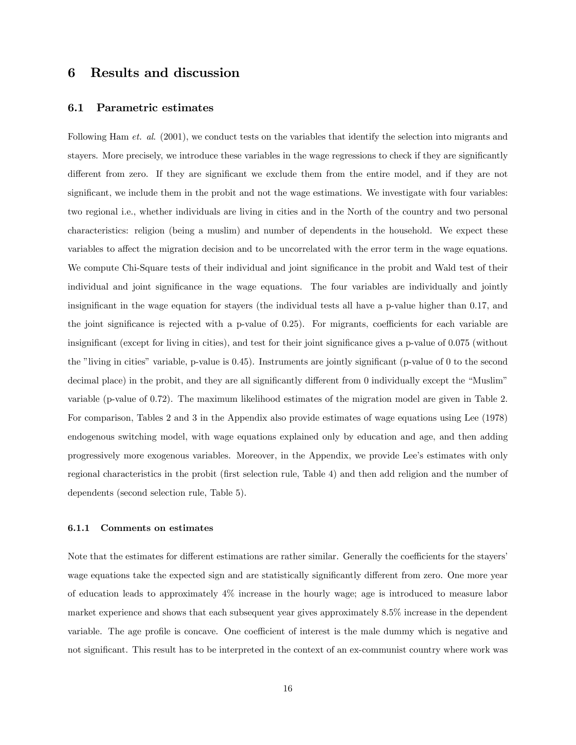## 6 Results and discussion

### 6.1 Parametric estimates

Following Ham *et. al*. (2001), we conduct tests on the variables that identify the selection into migrants and stayers. More precisely, we introduce these variables in the wage regressions to check if they are significantly different from zero. If they are significant we exclude them from the entire model, and if they are not significant, we include them in the probit and not the wage estimations. We investigate with four variables: two regional i.e., whether individuals are living in cities and in the North of the country and two personal characteristics: religion (being a muslim) and number of dependents in the household. We expect these variables to affect the migration decision and to be uncorrelated with the error term in the wage equations. We compute Chi-Square tests of their individual and joint significance in the probit and Wald test of their individual and joint significance in the wage equations. The four variables are individually and jointly insignificant in the wage equation for stayers (the individual tests all have a p-value higher than 0.17, and the joint significance is rejected with a p-value of 0.25). For migrants, coefficients for each variable are insignificant (except for living in cities), and test for their joint significance gives a p-value of 0.075 (without the "living in cities" variable, p-value is 0.45). Instruments are jointly significant (p-value of 0 to the second decimal place) in the probit, and they are all significantly different from 0 individually except the "Muslim" variable (p-value of 0.72). The maximum likelihood estimates of the migration model are given in Table 2. For comparison, Tables 2 and 3 in the Appendix also provide estimates of wage equations using Lee (1978) endogenous switching model, with wage equations explained only by education and age, and then adding progressively more exogenous variables. Moreover, in the Appendix, we provide Lee's estimates with only regional characteristics in the probit (first selection rule, Table 4) and then add religion and the number of dependents (second selection rule, Table 5).

#### 6.1.1 Comments on estimates

Note that the estimates for different estimations are rather similar. Generally the coefficients for the stayers' wage equations take the expected sign and are statistically significantly different from zero. One more year of education leads to approximately 4% increase in the hourly wage; age is introduced to measure labor market experience and shows that each subsequent year gives approximately 8.5% increase in the dependent variable. The age profile is concave. One coefficient of interest is the male dummy which is negative and not significant. This result has to be interpreted in the context of an ex-communist country where work was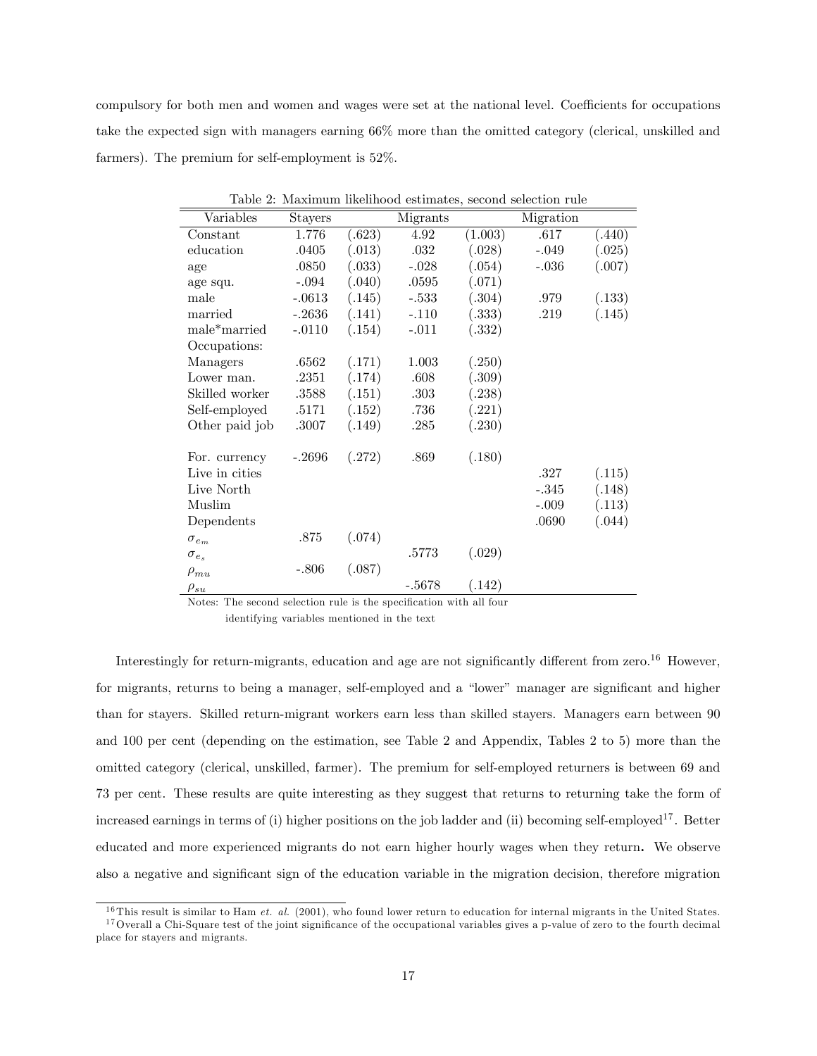compulsory for both men and women and wages were set at the national level. Coefficients for occupations take the expected sign with managers earning 66% more than the omitted category (clerical, unskilled and farmers). The premium for self-employment is 52%.

Table 2: Maximum likelihood estimates, second selection rule

| Variables | Stayers | | Migrants | | Migration | |
|---|---|---|---|---|---|---|
| Constant | 1.776 | (.623) | 4.92 | (1.003) | .617 | (.440) |
| education | .0405 | (.013) | .032 | (.028) | -.049 | (.025) |
| age | .0850 | (.033) | -.028 | (.054) | -.036 | (.007) |
| age squ. | -.094 | (.040) | .0595 | (.071) | | |
| male | -.0613 | (.145) | -.533 | (.304) | .979 | (.133) |
| married | -.2636 | (.141) | -.110 | (.333) | .219 | (.145) |
| male*married | -.0110 | (.154) | -.011 | (.332) | | |
| Occupations: | | | | | | |
| Managers | .6562 | (.171) | 1.003 | (.250) | | |
| Lower man. | .2351 | (.174) | .608 | (.309) | | |
| Skilled worker | .3588 | (.151) | .303 | (.238) | | |
| Self-employed | .5171 | (.152) | .736 | (.221) | | |
| Other paid job | .3007 | (.149) | .285 | (.230) | | |
| For. currency | -.2696 | (.272) | .869 | (.180) | | |
| Live in cities | | | | | .327 | (.115) |
| Live North | | | | | -.345 | (.148) |
| Muslim | | | | | -.009 | (.113) |
| Dependents | | | | | .0690 | (.044) |
| $\sigma_{e_m}$ | .875 | (.074) | | | | |
| $\sigma_{e_s}$ | | | .5773 | (.029) | | |
| $\rho_{mu}$ | -.806 | (.087) | | | | |
| $\rho_{su}$ | | | -.5678 | (.142) | | |

Notes: The second selection rule is the specification with all four identifying variables mentioned in the text

Interestingly for return-migrants, education and age are not significantly different from zero.[16] However, for migrants, returns to being a manager, self-employed and a "lower" manager are significant and higher than for stayers. Skilled return-migrant workers earn less than skilled stayers. Managers earn between 90 and 100 per cent (depending on the estimation, see Table 2 and Appendix, Tables 2 to 5) more than the omitted category (clerical, unskilled, farmer). The premium for self-employed returners is between 69 and 73 per cent. These results are quite interesting as they suggest that returns to returning take the form of increased earnings in terms of (i) higher positions on the job ladder and (ii) becoming self-employed[17]. Better educated and more experienced migrants do not earn higher hourly wages when they return**.** We observe also a negative and significant sign of the education variable in the migration decision, therefore migration

[16] This result is similar to Ham *et. al.* (2001), who found lower return to education for internal migrants in the United States.

[17] Overall a Chi-Square test of the joint significance of the occupational variables gives a p-value of zero to the fourth decimal place for stayers and migrants.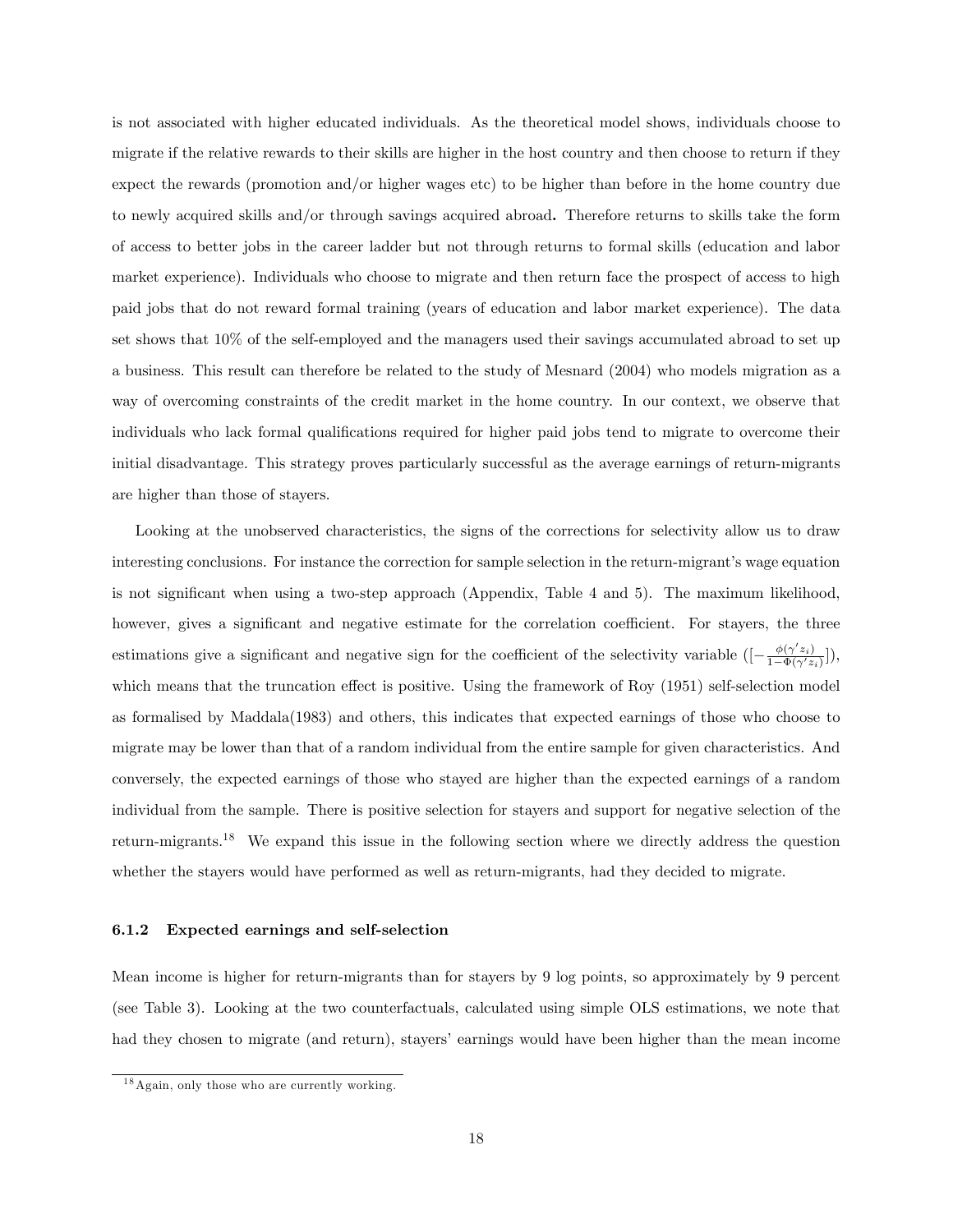is not associated with higher educated individuals. As the theoretical model shows, individuals choose to migrate if the relative rewards to their skills are higher in the host country and then choose to return if they expect the rewards (promotion and/or higher wages etc) to be higher than before in the home country due to newly acquired skills and/or through savings acquired abroad**.** Therefore returns to skills take the form of access to better jobs in the career ladder but not through returns to formal skills (education and labor market experience). Individuals who choose to migrate and then return face the prospect of access to high paid jobs that do not reward formal training (years of education and labor market experience). The data set shows that 10% of the self-employed and the managers used their savings accumulated abroad to set up a business. This result can therefore be related to the study of Mesnard (2004) who models migration as a way of overcoming constraints of the credit market in the home country. In our context, we observe that individuals who lack formal qualifications required for higher paid jobs tend to migrate to overcome their initial disadvantage. This strategy proves particularly successful as the average earnings of return-migrants are higher than those of stayers.

Looking at the unobserved characteristics, the signs of the corrections for selectivity allow us to draw interesting conclusions. For instance the correction for sample selection in the return-migrant's wage equation is not significant when using a two-step approach (Appendix, Table 4 and 5). The maximum likelihood, however, gives a significant and negative estimate for the correlation coefficient. For stayers, the three estimations give a significant and negative sign for the coefficient of the selectivity variable ($[-\frac{\phi(\gamma' z_i)}{1-\Phi(\gamma' z_i)}]$), which means that the truncation effect is positive. Using the framework of Roy (1951) self-selection model as formalised by Maddala(1983) and others, this indicates that expected earnings of those who choose to migrate may be lower than that of a random individual from the entire sample for given characteristics. And conversely, the expected earnings of those who stayed are higher than the expected earnings of a random individual from the sample. There is positive selection for stayers and support for negative selection of the return-migrants.[18] We expand this issue in the following section where we directly address the question whether the stayers would have performed as well as return-migrants, had they decided to migrate.

### 6.1.2 Expected earnings and self-selection

Mean income is higher for return-migrants than for stayers by 9 log points, so approximately by 9 percent (see Table 3). Looking at the two counterfactuals, calculated using simple OLS estimations, we note that had they chosen to migrate (and return), stayers' earnings would have been higher than the mean income

[18] Again, only those who are currently working.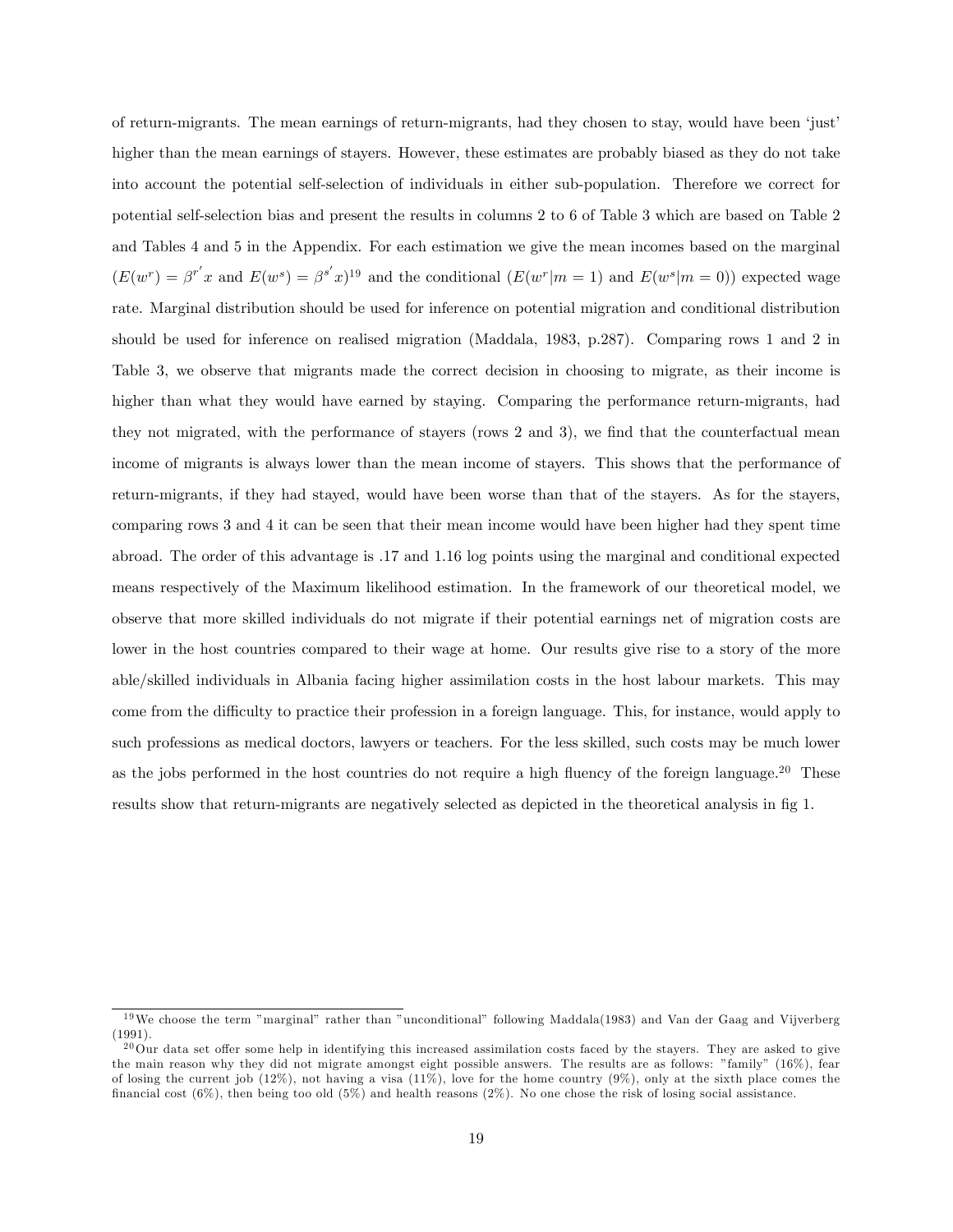of return-migrants. The mean earnings of return-migrants, had they chosen to stay, would have been 'just' higher than the mean earnings of stayers. However, these estimates are probably biased as they do not take into account the potential self-selection of individuals in either sub-population. Therefore we correct for potential self-selection bias and present the results in columns 2 to 6 of Table 3 which are based on Table 2 and Tables 4 and 5 in the Appendix. For each estimation we give the mean incomes based on the marginal ($E(w^r) = \beta^{r'}x$ and $E(w^s) = \beta^{s'}x$)[19] and the conditional ($E(w^r|m = 1)$ and $E(w^s|m = 0)$) expected wage rate. Marginal distribution should be used for inference on potential migration and conditional distribution should be used for inference on realised migration (Maddala, 1983, p.287). Comparing rows 1 and 2 in Table 3, we observe that migrants made the correct decision in choosing to migrate, as their income is higher than what they would have earned by staying. Comparing the performance return-migrants, had they not migrated, with the performance of stayers (rows 2 and 3), we find that the counterfactual mean income of migrants is always lower than the mean income of stayers. This shows that the performance of return-migrants, if they had stayed, would have been worse than that of the stayers. As for the stayers, comparing rows 3 and 4 it can be seen that their mean income would have been higher had they spent time abroad. The order of this advantage is .17 and 1.16 log points using the marginal and conditional expected means respectively of the Maximum likelihood estimation. In the framework of our theoretical model, we observe that more skilled individuals do not migrate if their potential earnings net of migration costs are lower in the host countries compared to their wage at home. Our results give rise to a story of the more able/skilled individuals in Albania facing higher assimilation costs in the host labour markets. This may come from the difficulty to practice their profession in a foreign language. This, for instance, would apply to such professions as medical doctors, lawyers or teachers. For the less skilled, such costs may be much lower as the jobs performed in the host countries do not require a high fluency of the foreign language.[20] These results show that return-migrants are negatively selected as depicted in the theoretical analysis in fig 1.

---

[19] We choose the term "marginal" rather than "unconditional" following Maddala(1983) and Van der Gaag and Vijverberg (1991).

[20] Our data set offer some help in identifying this increased assimilation costs faced by the stayers. They are asked to give the main reason why they did not migrate amongst eight possible answers. The results are as follows: "family" (16%), fear of losing the current job (12%), not having a visa (11%), love for the home country (9%), only at the sixth place comes the financial cost (6%), then being too old (5%) and health reasons (2%). No one chose the risk of losing social assistance.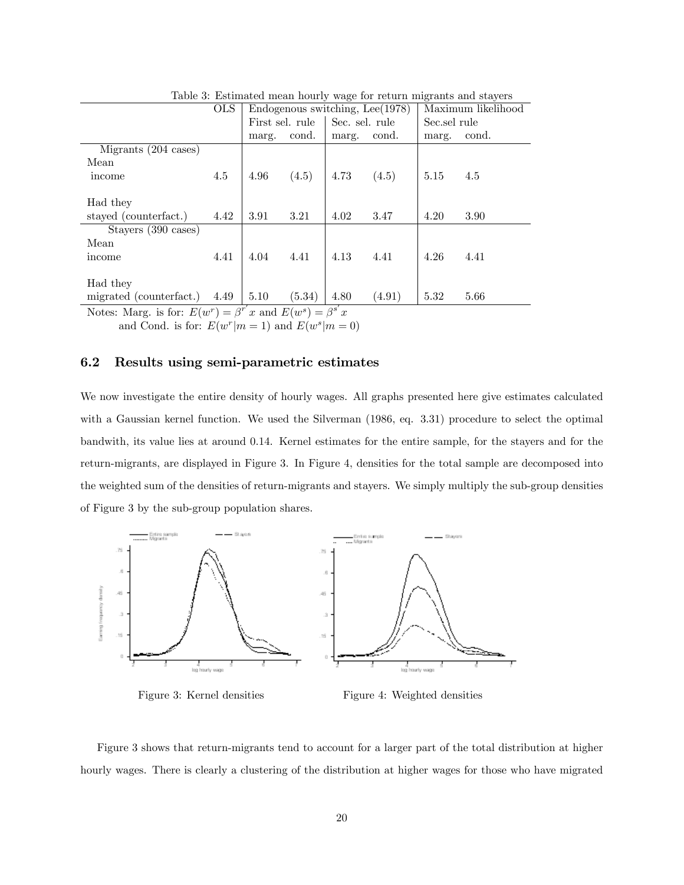Table 3: Estimated mean hourly wage for return migrants and stayers

| | OLS | Endogenous switching, Lee(1978) | | | | Maximum likelihood | |
|---|---|---|---|---|---|---|---|
| | | First sel. rule | | Sec. sel. rule | | Sec.sel rule | |
| | | marg. | cond. | marg. | cond. | marg. | cond. |
| Migrants (204 cases) | | | | | | | |
| Mean income | 4.5 | 4.96 | (4.5) | 4.73 | (4.5) | 5.15 | 4.5 |
| Had they stayed (counterfact.) | 4.42 | 3.91 | 3.21 | 4.02 | 3.47 | 4.20 | 3.90 |
| Stayers (390 cases) | | | | | | | |
| Mean income | 4.41 | 4.04 | 4.41 | 4.13 | 4.41 | 4.26 | 4.41 |
| Had they migrated (counterfact.) | 4.49 | 5.10 | (5.34) | 4.80 | (4.91) | 5.32 | 5.66 |

Notes: Marg. is for: $E(w^r) = \beta^{r'} x$ and $E(w^s) = \beta^{s'} x$
and Cond. is for: $E(w^r|m = 1)$ and $E(w^s|m = 0)$

### 6.2 Results using semi-parametric estimates

We now investigate the entire density of hourly wages. All graphs presented here give estimates calculated with a Gaussian kernel function. We used the Silverman (1986, eq. 3.31) procedure to select the optimal bandwith, its value lies at around 0.14. Kernel estimates for the entire sample, for the stayers and for the return-migrants, are displayed in Figure 3. In Figure 4, densities for the total sample are decomposed into the weighted sum of the densities of return-migrants and stayers. We simply multiply the sub-group densities of Figure 3 by the sub-group population shares.

Figure 3: Kernel densities

Figure 4: Weighted densities

Figure 3 shows that return-migrants tend to account for a larger part of the total distribution at higher hourly wages. There is clearly a clustering of the distribution at higher wages for those who have migrated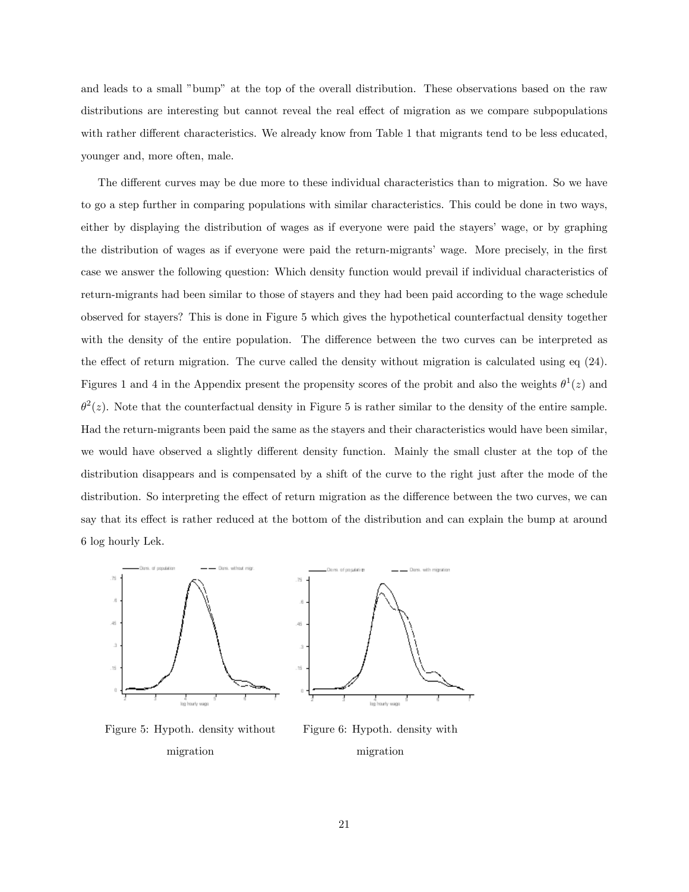and leads to a small "bump" at the top of the overall distribution. These observations based on the raw distributions are interesting but cannot reveal the real effect of migration as we compare subpopulations with rather different characteristics. We already know from Table 1 that migrants tend to be less educated, younger and, more often, male.

The different curves may be due more to these individual characteristics than to migration. So we have to go a step further in comparing populations with similar characteristics. This could be done in two ways, either by displaying the distribution of wages as if everyone were paid the stayers' wage, or by graphing the distribution of wages as if everyone were paid the return-migrants' wage. More precisely, in the first case we answer the following question: Which density function would prevail if individual characteristics of return-migrants had been similar to those of stayers and they had been paid according to the wage schedule observed for stayers? This is done in Figure 5 which gives the hypothetical counterfactual density together with the density of the entire population. The difference between the two curves can be interpreted as the effect of return migration. The curve called the density without migration is calculated using eq (24). Figures 1 and 4 in the Appendix present the propensity scores of the probit and also the weights $\theta^1(z)$ and $\theta^2(z)$. Note that the counterfactual density in Figure 5 is rather similar to the density of the entire sample. Had the return-migrants been paid the same as the stayers and their characteristics would have been similar, we would have observed a slightly different density function. Mainly the small cluster at the top of the distribution disappears and is compensated by a shift of the curve to the right just after the mode of the distribution. So interpreting the effect of return migration as the difference between the two curves, we can say that its effect is rather reduced at the bottom of the distribution and can explain the bump at around 6 log hourly Lek.

Figure 5: Hypoth. density without migration

Figure 6: Hypoth. density with migration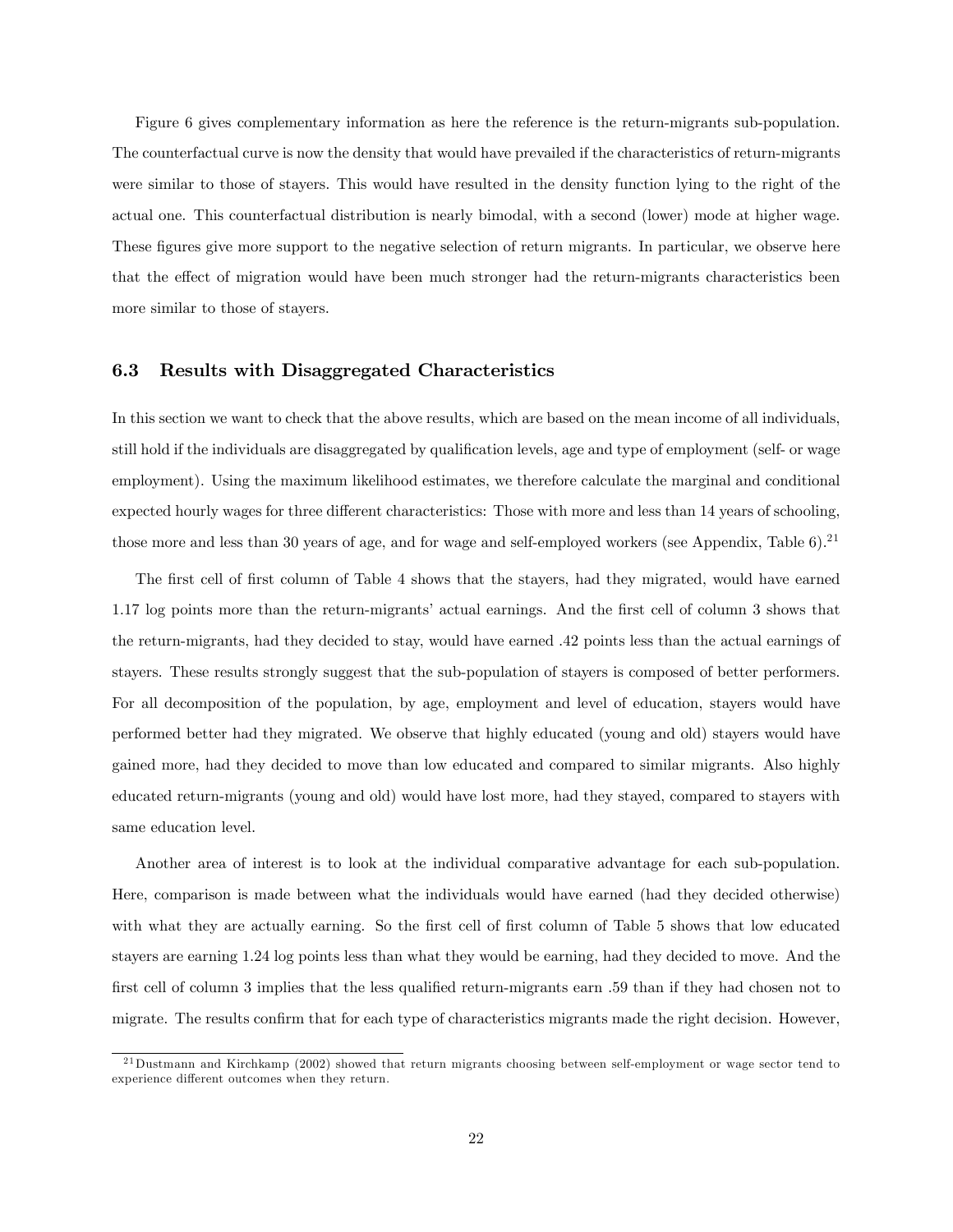Figure 6 gives complementary information as here the reference is the return-migrants sub-population. The counterfactual curve is now the density that would have prevailed if the characteristics of return-migrants were similar to those of stayers. This would have resulted in the density function lying to the right of the actual one. This counterfactual distribution is nearly bimodal, with a second (lower) mode at higher wage. These figures give more support to the negative selection of return migrants. In particular, we observe here that the effect of migration would have been much stronger had the return-migrants characteristics been more similar to those of stayers.

### 6.3 Results with Disaggregated Characteristics

In this section we want to check that the above results, which are based on the mean income of all individuals, still hold if the individuals are disaggregated by qualification levels, age and type of employment (self- or wage employment). Using the maximum likelihood estimates, we therefore calculate the marginal and conditional expected hourly wages for three different characteristics: Those with more and less than 14 years of schooling, those more and less than 30 years of age, and for wage and self-employed workers (see Appendix, Table 6).[21]

The first cell of first column of Table 4 shows that the stayers, had they migrated, would have earned 1.17 log points more than the return-migrants' actual earnings. And the first cell of column 3 shows that the return-migrants, had they decided to stay, would have earned .42 points less than the actual earnings of stayers. These results strongly suggest that the sub-population of stayers is composed of better performers. For all decomposition of the population, by age, employment and level of education, stayers would have performed better had they migrated. We observe that highly educated (young and old) stayers would have gained more, had they decided to move than low educated and compared to similar migrants. Also highly educated return-migrants (young and old) would have lost more, had they stayed, compared to stayers with same education level.

Another area of interest is to look at the individual comparative advantage for each sub-population. Here, comparison is made between what the individuals would have earned (had they decided otherwise) with what they are actually earning. So the first cell of first column of Table 5 shows that low educated stayers are earning 1.24 log points less than what they would be earning, had they decided to move. And the first cell of column 3 implies that the less qualified return-migrants earn .59 than if they had chosen not to migrate. The results confirm that for each type of characteristics migrants made the right decision. However,

[21] Dustmann and Kirchkamp (2002) showed that return migrants choosing between self-employment or wage sector tend to experience different outcomes when they return.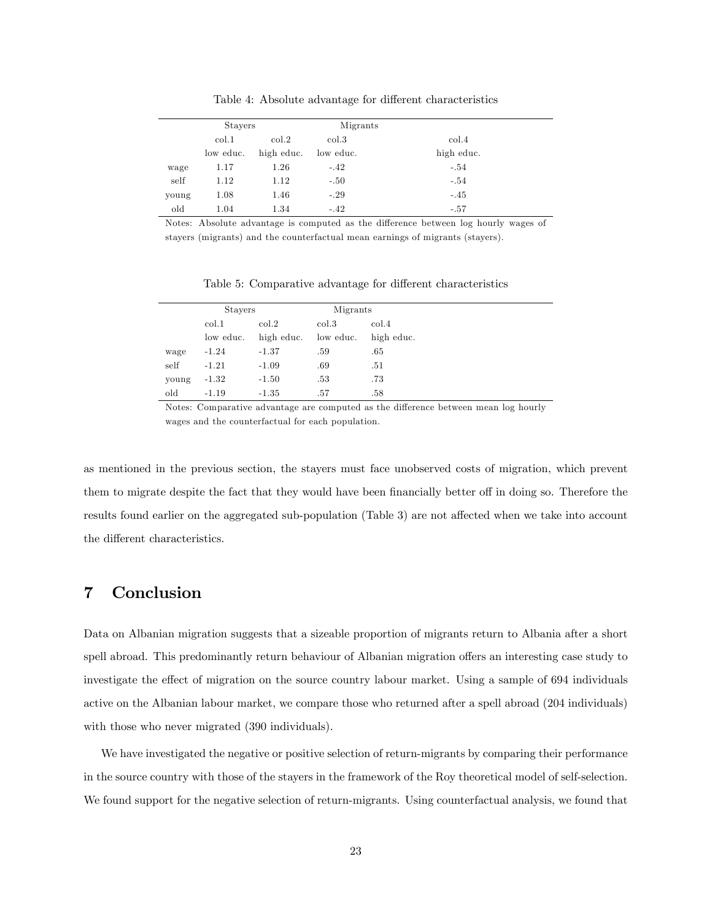Table 4: Absolute advantage for different characteristics

| | Stayers | | Migrants | |
|---|---|---|---|---|
| | col.1 | col.2 | col.3 | col.4 |
| | low educ. | high educ. | low educ. | high educ. |
| wage | 1.17 | 1.26 | -.42 | -.54 |
| self | 1.12 | 1.12 | -.50 | -.54 |
| young | 1.08 | 1.46 | -.29 | -.45 |
| old | 1.04 | 1.34 | -.42 | -.57 |

Notes: Absolute advantage is computed as the difference between log hourly wages of stayers (migrants) and the counterfactual mean earnings of migrants (stayers).

Table 5: Comparative advantage for different characteristics

| | Stayers | | Migrants | |
|---|---|---|---|---|
| | col.1 | col.2 | col.3 | col.4 |
| | low educ. | high educ. | low educ. | high educ. |
| wage | -1.24 | -1.37 | .59 | .65 |
| self | -1.21 | -1.09 | .69 | .51 |
| young | -1.32 | -1.50 | .53 | .73 |
| old | -1.19 | -1.35 | .57 | .58 |

Notes: Comparative advantage are computed as the difference between mean log hourly wages and the counterfactual for each population.

as mentioned in the previous section, the stayers must face unobserved costs of migration, which prevent them to migrate despite the fact that they would have been financially better off in doing so. Therefore the results found earlier on the aggregated sub-population (Table 3) are not affected when we take into account the different characteristics.

# 7 Conclusion

Data on Albanian migration suggests that a sizeable proportion of migrants return to Albania after a short spell abroad. This predominantly return behaviour of Albanian migration offers an interesting case study to investigate the effect of migration on the source country labour market. Using a sample of 694 individuals active on the Albanian labour market, we compare those who returned after a spell abroad (204 individuals) with those who never migrated (390 individuals).

We have investigated the negative or positive selection of return-migrants by comparing their performance in the source country with those of the stayers in the framework of the Roy theoretical model of self-selection. We found support for the negative selection of return-migrants. Using counterfactual analysis, we found that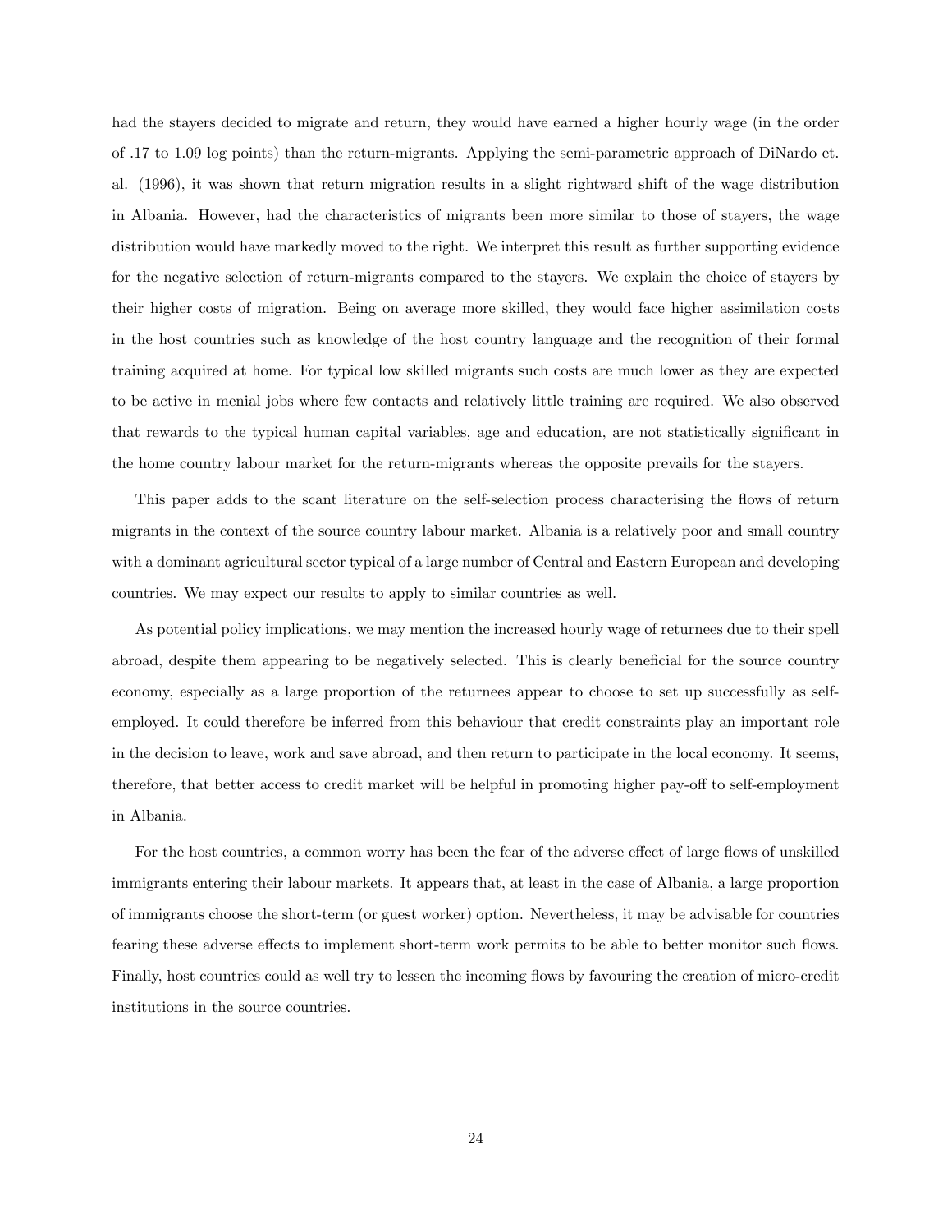had the stayers decided to migrate and return, they would have earned a higher hourly wage (in the order of .17 to 1.09 log points) than the return-migrants. Applying the semi-parametric approach of DiNardo et. al. (1996), it was shown that return migration results in a slight rightward shift of the wage distribution in Albania. However, had the characteristics of migrants been more similar to those of stayers, the wage distribution would have markedly moved to the right. We interpret this result as further supporting evidence for the negative selection of return-migrants compared to the stayers. We explain the choice of stayers by their higher costs of migration. Being on average more skilled, they would face higher assimilation costs in the host countries such as knowledge of the host country language and the recognition of their formal training acquired at home. For typical low skilled migrants such costs are much lower as they are expected to be active in menial jobs where few contacts and relatively little training are required. We also observed that rewards to the typical human capital variables, age and education, are not statistically significant in the home country labour market for the return-migrants whereas the opposite prevails for the stayers.

This paper adds to the scant literature on the self-selection process characterising the flows of return migrants in the context of the source country labour market. Albania is a relatively poor and small country with a dominant agricultural sector typical of a large number of Central and Eastern European and developing countries. We may expect our results to apply to similar countries as well.

As potential policy implications, we may mention the increased hourly wage of returnees due to their spell abroad, despite them appearing to be negatively selected. This is clearly beneficial for the source country economy, especially as a large proportion of the returnees appear to choose to set up successfully as self-employed. It could therefore be inferred from this behaviour that credit constraints play an important role in the decision to leave, work and save abroad, and then return to participate in the local economy. It seems, therefore, that better access to credit market will be helpful in promoting higher pay-off to self-employment in Albania.

For the host countries, a common worry has been the fear of the adverse effect of large flows of unskilled immigrants entering their labour markets. It appears that, at least in the case of Albania, a large proportion of immigrants choose the short-term (or guest worker) option. Nevertheless, it may be advisable for countries fearing these adverse effects to implement short-term work permits to be able to better monitor such flows. Finally, host countries could as well try to lessen the incoming flows by favouring the creation of micro-credit institutions in the source countries.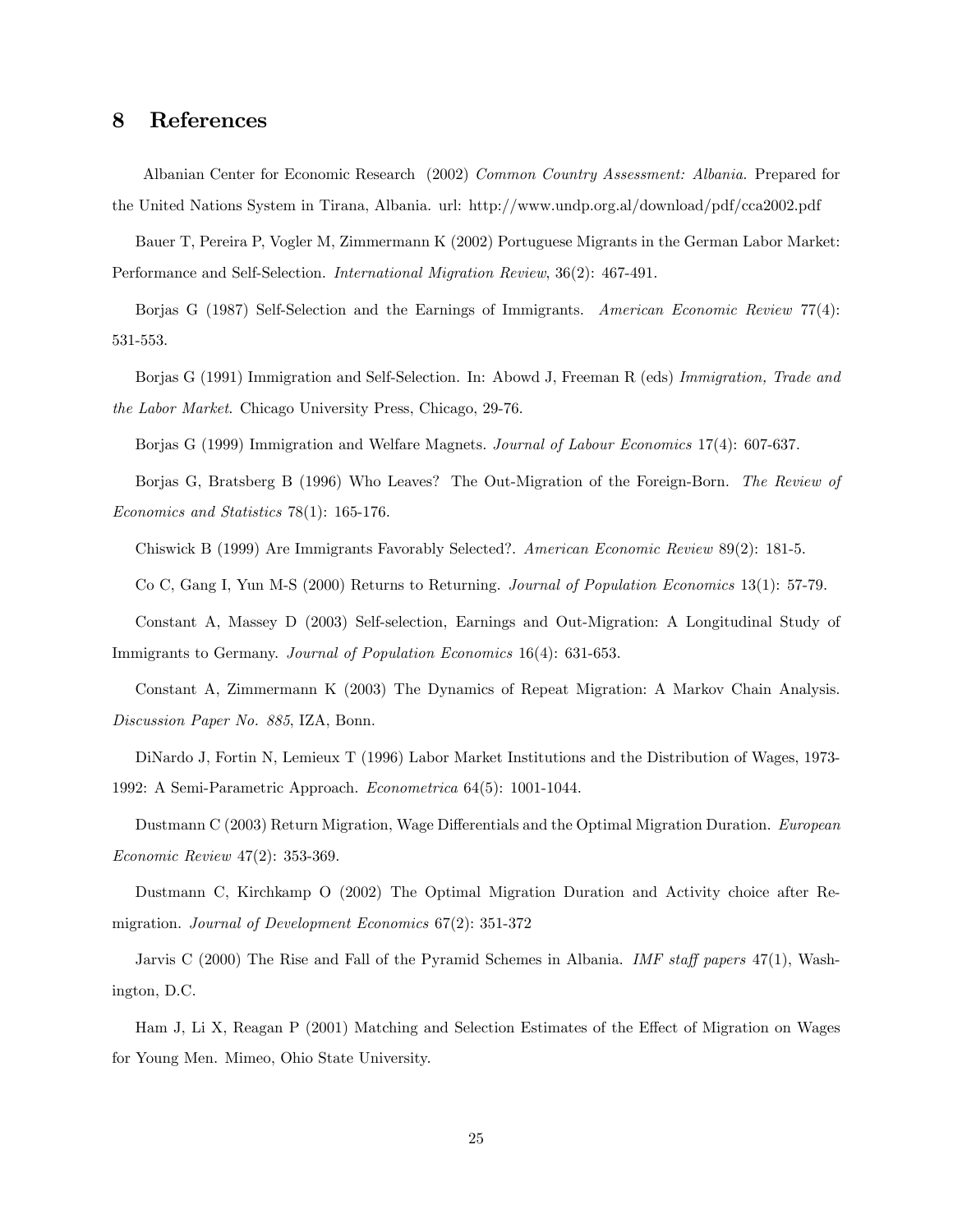## 8 References

Albanian Center for Economic Research (2002) *Common Country Assessment: Albania.* Prepared for the United Nations System in Tirana, Albania. url: http://www.undp.org.al/download/pdf/cca2002.pdf

Bauer T, Pereira P, Vogler M, Zimmermann K (2002) Portuguese Migrants in the German Labor Market: Performance and Self-Selection. *International Migration Review*, 36(2): 467-491.

Borjas G (1987) Self-Selection and the Earnings of Immigrants. *American Economic Review* 77(4): 531-553.

Borjas G (1991) Immigration and Self-Selection. In: Abowd J, Freeman R (eds) *Immigration, Trade and the Labor Market*. Chicago University Press, Chicago, 29-76.

Borjas G (1999) Immigration and Welfare Magnets. *Journal of Labour Economics* 17(4): 607-637.

Borjas G, Bratsberg B (1996) Who Leaves? The Out-Migration of the Foreign-Born. *The Review of Economics and Statistics* 78(1): 165-176.

Chiswick B (1999) Are Immigrants Favorably Selected?. *American Economic Review* 89(2): 181-5.

Co C, Gang I, Yun M-S (2000) Returns to Returning. *Journal of Population Economics* 13(1): 57-79.

Constant A, Massey D (2003) Self-selection, Earnings and Out-Migration: A Longitudinal Study of Immigrants to Germany. *Journal of Population Economics* 16(4): 631-653.

Constant A, Zimmermann K (2003) The Dynamics of Repeat Migration: A Markov Chain Analysis. *Discussion Paper No. 885*, IZA, Bonn.

DiNardo J, Fortin N, Lemieux T (1996) Labor Market Institutions and the Distribution of Wages, 1973-1992: A Semi-Parametric Approach. *Econometrica* 64(5): 1001-1044.

Dustmann C (2003) Return Migration, Wage Differentials and the Optimal Migration Duration. *European Economic Review* 47(2): 353-369.

Dustmann C, Kirchkamp O (2002) The Optimal Migration Duration and Activity choice after Re-migration. *Journal of Development Economics* 67(2): 351-372

Jarvis C (2000) The Rise and Fall of the Pyramid Schemes in Albania. *IMF staff papers* 47(1), Washington, D.C.

Ham J, Li X, Reagan P (2001) Matching and Selection Estimates of the Effect of Migration on Wages for Young Men. Mimeo, Ohio State University.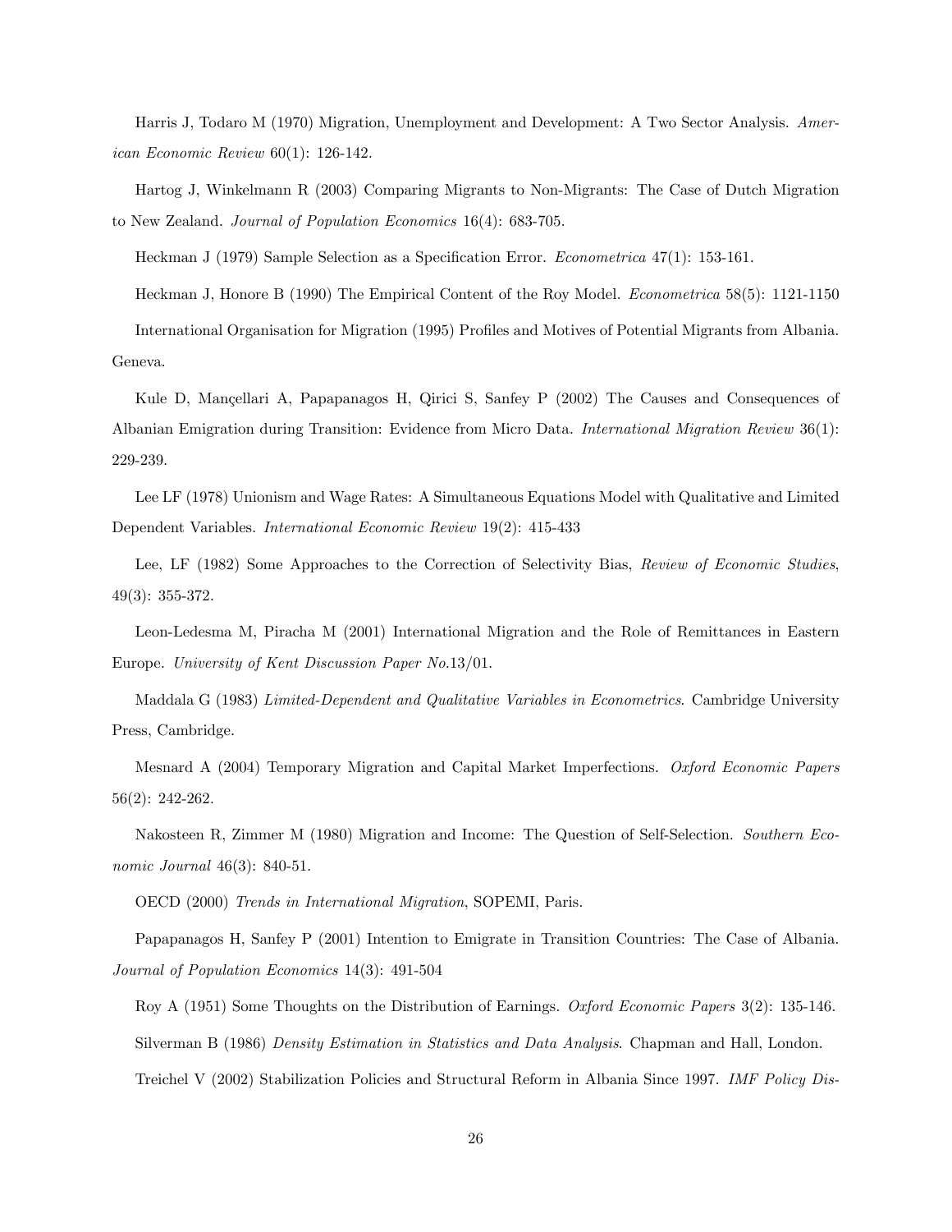Harris J, Todaro M (1970) Migration, Unemployment and Development: A Two Sector Analysis. *American Economic Review* 60(1): 126-142.

Hartog J, Winkelmann R (2003) Comparing Migrants to Non-Migrants: The Case of Dutch Migration to New Zealand. *Journal of Population Economics* 16(4): 683-705.

Heckman J (1979) Sample Selection as a Specification Error. *Econometrica* 47(1): 153-161.

Heckman J, Honore B (1990) The Empirical Content of the Roy Model. *Econometrica* 58(5): 1121-1150

International Organisation for Migration (1995) Profiles and Motives of Potential Migrants from Albania. Geneva.

Kule D, Mançellari A, Papapanagos H, Qirici S, Sanfey P (2002) The Causes and Consequences of Albanian Emigration during Transition: Evidence from Micro Data. *International Migration Review* 36(1): 229-239.

Lee LF (1978) Unionism and Wage Rates: A Simultaneous Equations Model with Qualitative and Limited Dependent Variables. *International Economic Review* 19(2): 415-433

Lee, LF (1982) Some Approaches to the Correction of Selectivity Bias, *Review of Economic Studies*, 49(3): 355-372.

Leon-Ledesma M, Piracha M (2001) International Migration and the Role of Remittances in Eastern Europe. *University of Kent Discussion Paper No.*13/01.

Maddala G (1983) *Limited-Dependent and Qualitative Variables in Econometrics*. Cambridge University Press, Cambridge.

Mesnard A (2004) Temporary Migration and Capital Market Imperfections. *Oxford Economic Papers* 56(2): 242-262.

Nakosteen R, Zimmer M (1980) Migration and Income: The Question of Self-Selection. *Southern Economic Journal* 46(3): 840-51.

OECD (2000) *Trends in International Migration*, SOPEMI, Paris.

Papapanagos H, Sanfey P (2001) Intention to Emigrate in Transition Countries: The Case of Albania. *Journal of Population Economics* 14(3): 491-504

Roy A (1951) Some Thoughts on the Distribution of Earnings. *Oxford Economic Papers* 3(2): 135-146.

Silverman B (1986) *Density Estimation in Statistics and Data Analysis*. Chapman and Hall, London.

Treichel V (2002) Stabilization Policies and Structural Reform in Albania Since 1997. *IMF Policy Dis-*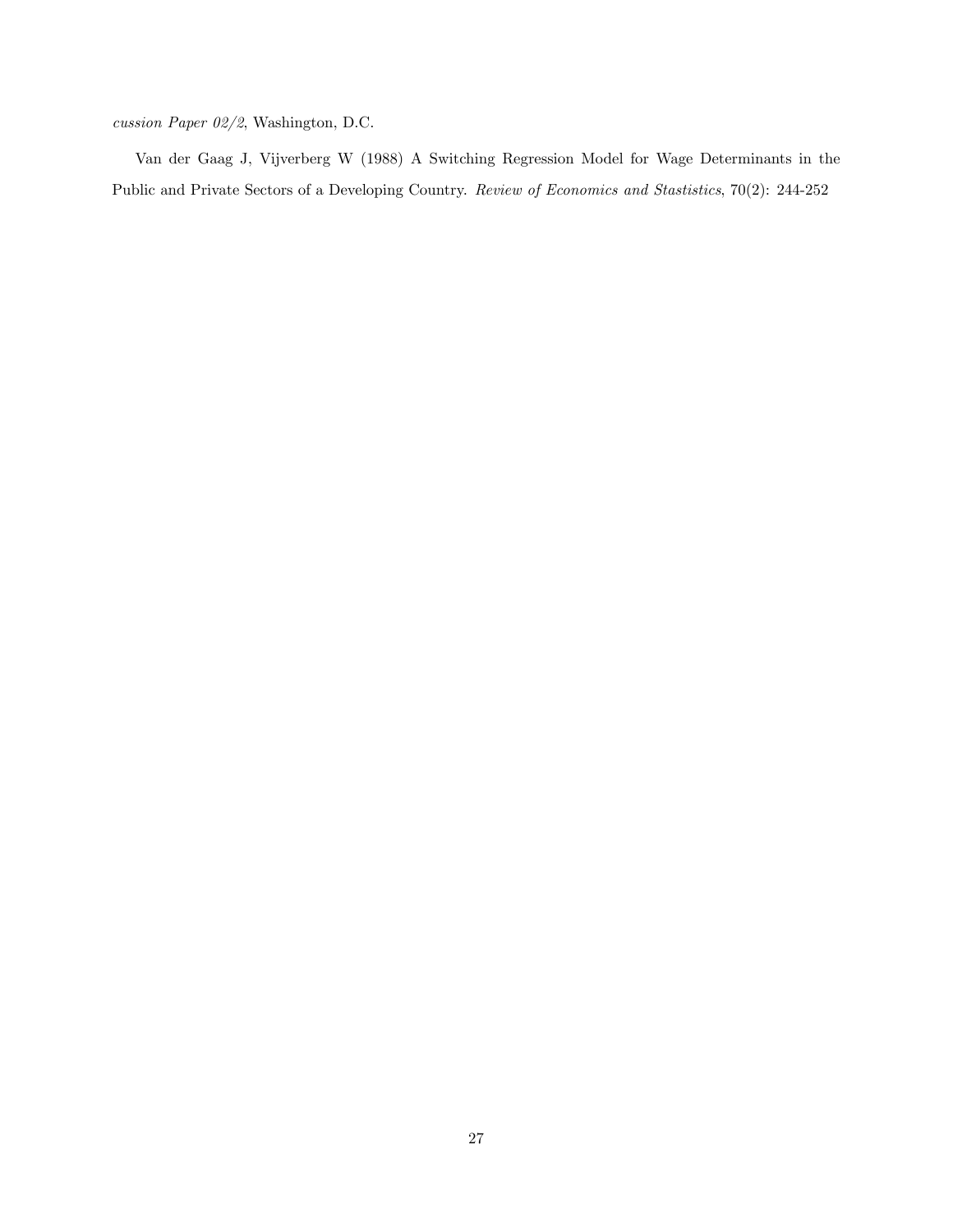*cussion Paper 02/2*, Washington, D.C.

Van der Gaag J, Vijverberg W (1988) A Switching Regression Model for Wage Determinants in the Public and Private Sectors of a Developing Country. *Review of Economics and Stastistics*, 70(2): 244-252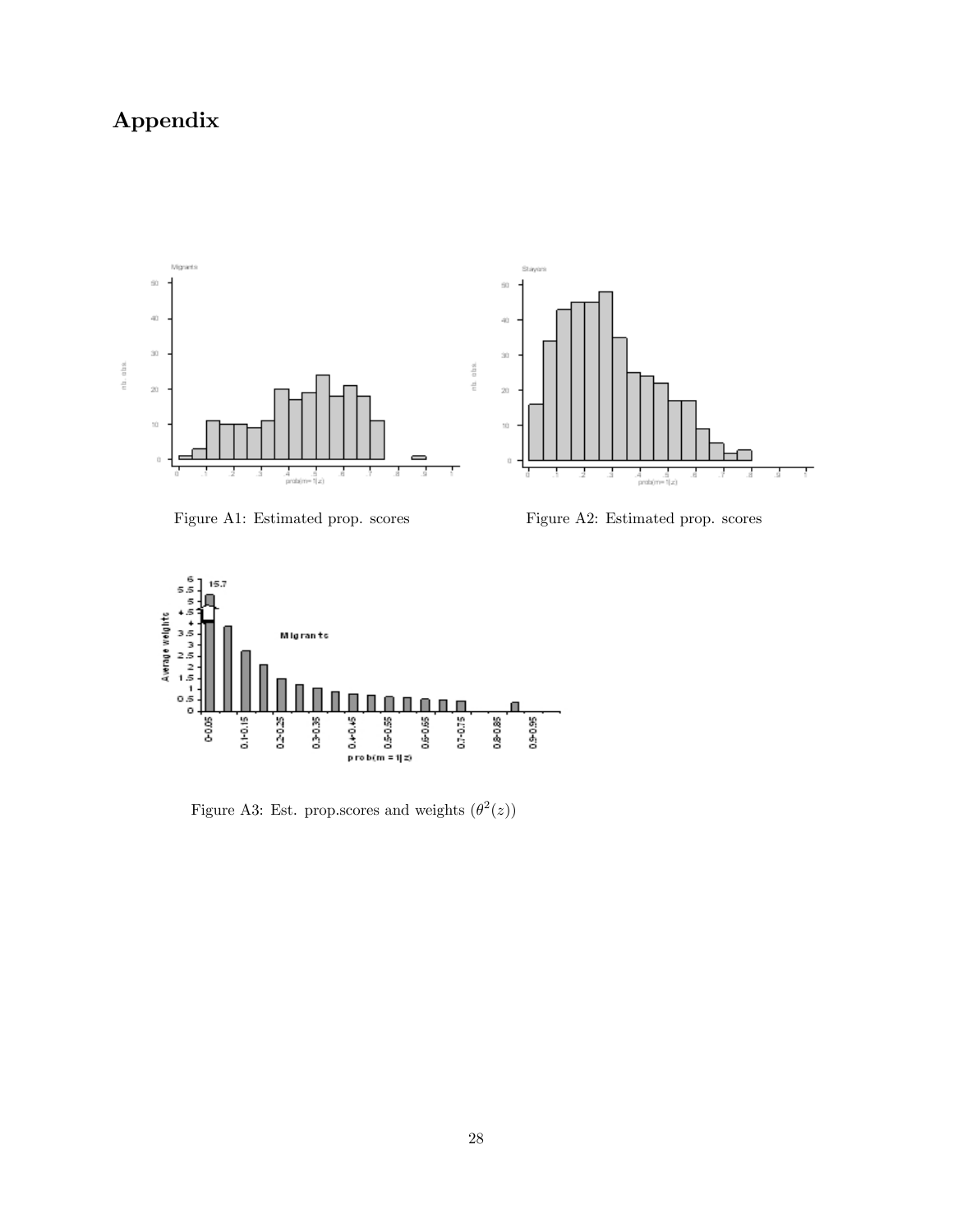# Appendix

Figure A1: Estimated prop. scores

Figure A2: Estimated prop. scores

Figure A3: Est. prop.scores and weights ($\theta^2(z)$)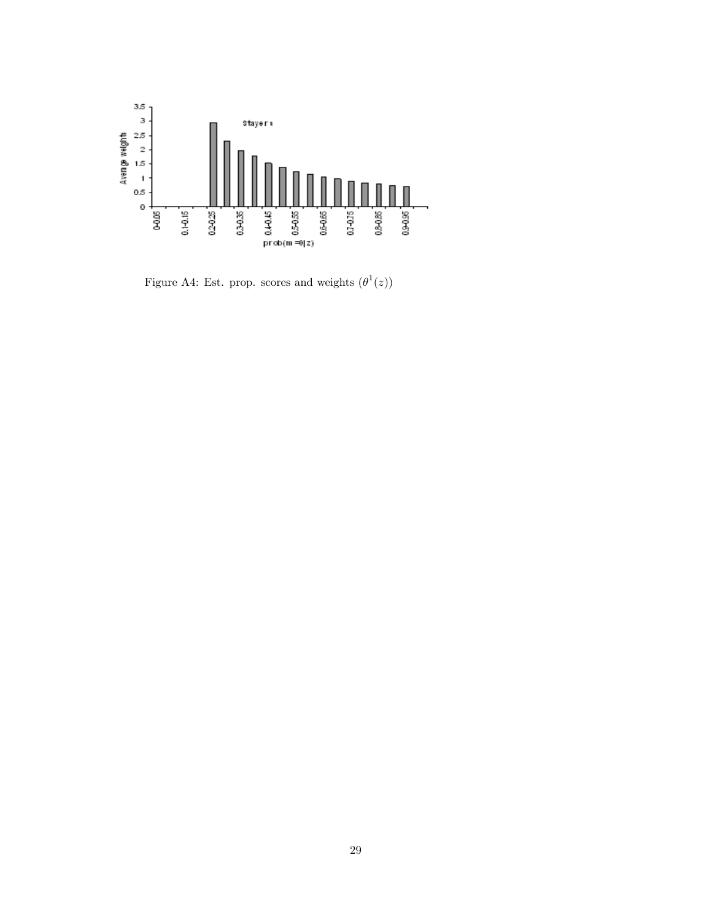Figure A4: Est. prop. scores and weights ($\theta^1(z)$)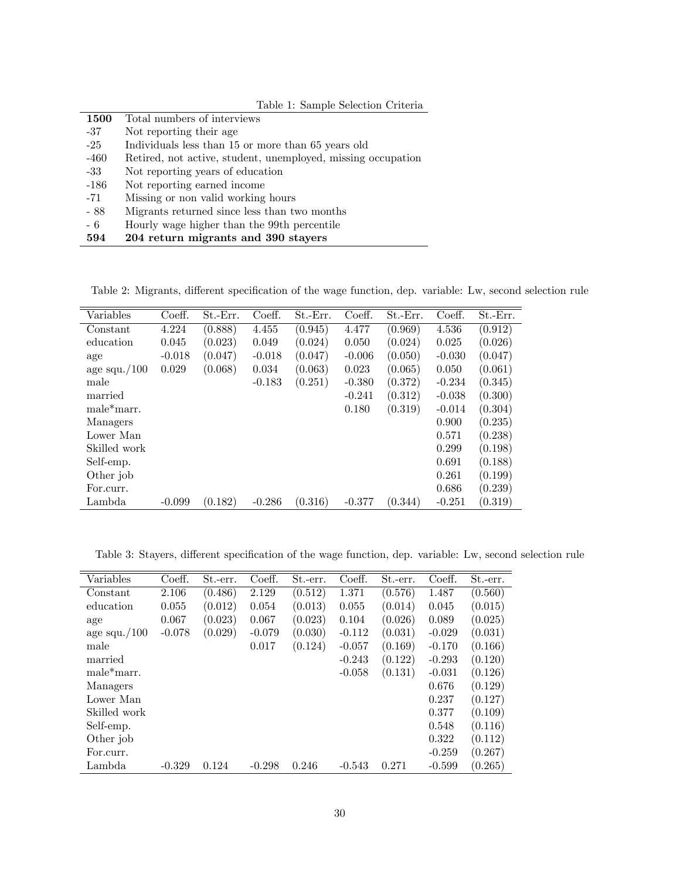Table 1: Sample Selection Criteria

| | |
|---|---|
| **1500** | Total numbers of interviews |
| -37 | Not reporting their age |
| -25 | Individuals less than 15 or more than 65 years old |
| -460 | Retired, not active, student, unemployed, missing occupation |
| -33 | Not reporting years of education |
| -186 | Not reporting earned income |
| -71 | Missing or non valid working hours |
| - 88 | Migrants returned since less than two months |
| - 6 | Hourly wage higher than the 99th percentile |
| **594** | **204 return migrants and 390 stayers** |

Table 2: Migrants, different specification of the wage function, dep. variable: Lw, second selection rule

| Variables | Coeff. | St.-Err. | Coeff. | St.-Err. | Coeff. | St.-Err. | Coeff. | St.-Err. |
|---|---|---|---|---|---|---|---|---|
| Constant | 4.224 | (0.888) | 4.455 | (0.945) | 4.477 | (0.969) | 4.536 | (0.912) |
| education | 0.045 | (0.023) | 0.049 | (0.024) | 0.050 | (0.024) | 0.025 | (0.026) |
| age | -0.018 | (0.047) | -0.018 | (0.047) | -0.006 | (0.050) | -0.030 | (0.047) |
| age squ./100 | 0.029 | (0.068) | 0.034 | (0.063) | 0.023 | (0.065) | 0.050 | (0.061) |
| male | | | -0.183 | (0.251) | -0.380 | (0.372) | -0.234 | (0.345) |
| married | | | | | -0.241 | (0.312) | -0.038 | (0.300) |
| male*marr. | | | | | 0.180 | (0.319) | -0.014 | (0.304) |
| Managers | | | | | | | 0.900 | (0.235) |
| Lower Man | | | | | | | 0.571 | (0.238) |
| Skilled work | | | | | | | 0.299 | (0.198) |
| Self-emp. | | | | | | | 0.691 | (0.188) |
| Other job | | | | | | | 0.261 | (0.199) |
| For.curr. | | | | | | | 0.686 | (0.239) |
| Lambda | -0.099 | (0.182) | -0.286 | (0.316) | -0.377 | (0.344) | -0.251 | (0.319) |

Table 3: Stayers, different specification of the wage function, dep. variable: Lw, second selection rule

| Variables | Coeff. | St.-err. | Coeff. | St.-err. | Coeff. | St.-err. | Coeff. | St.-err. |
|---|---|---|---|---|---|---|---|---|
| Constant | 2.106 | (0.486) | 2.129 | (0.512) | 1.371 | (0.576) | 1.487 | (0.560) |
| education | 0.055 | (0.012) | 0.054 | (0.013) | 0.055 | (0.014) | 0.045 | (0.015) |
| age | 0.067 | (0.023) | 0.067 | (0.023) | 0.104 | (0.026) | 0.089 | (0.025) |
| age squ./100 | -0.078 | (0.029) | -0.079 | (0.030) | -0.112 | (0.031) | -0.029 | (0.031) |
| male | | | 0.017 | (0.124) | -0.057 | (0.169) | -0.170 | (0.166) |
| married | | | | | -0.243 | (0.122) | -0.293 | (0.120) |
| male*marr. | | | | | -0.058 | (0.131) | -0.031 | (0.126) |
| Managers | | | | | | | 0.676 | (0.129) |
| Lower Man | | | | | | | 0.237 | (0.127) |
| Skilled work | | | | | | | 0.377 | (0.109) |
| Self-emp. | | | | | | | 0.548 | (0.116) |
| Other job | | | | | | | 0.322 | (0.112) |
| For.curr. | | | | | | | -0.259 | (0.267) |
| Lambda | -0.329 | 0.124 | -0.298 | 0.246 | -0.543 | 0.271 | -0.599 | (0.265) |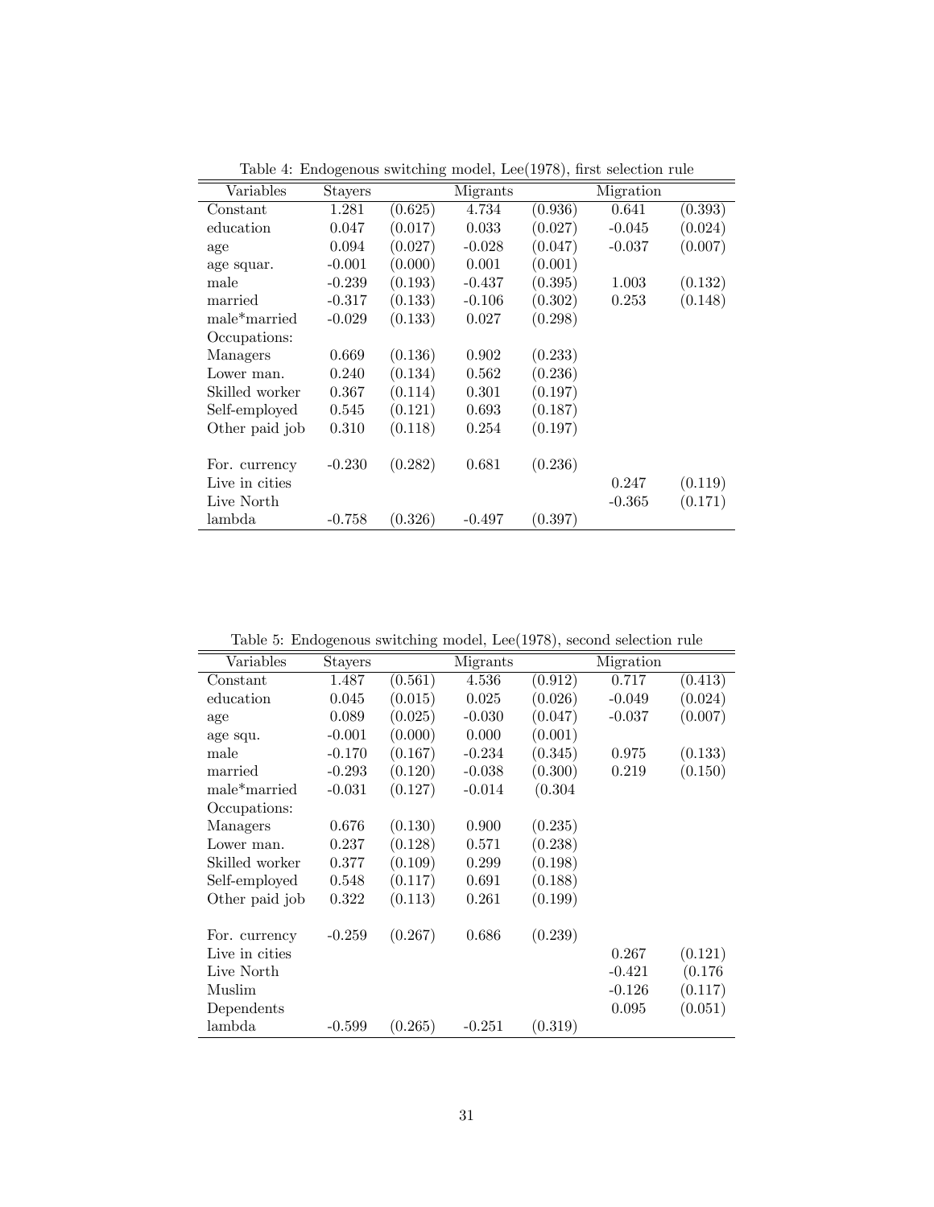Table 4: Endogenous switching model, Lee(1978), first selection rule

| Variables | Stayers | | Migrants | | Migration | |
|---|---|---|---|---|---|---|
| Constant | 1.281 | (0.625) | 4.734 | (0.936) | 0.641 | (0.393) |
| education | 0.047 | (0.017) | 0.033 | (0.027) | -0.045 | (0.024) |
| age | 0.094 | (0.027) | -0.028 | (0.047) | -0.037 | (0.007) |
| age squar. | -0.001 | (0.000) | 0.001 | (0.001) | | |
| male | -0.239 | (0.193) | -0.437 | (0.395) | 1.003 | (0.132) |
| married | -0.317 | (0.133) | -0.106 | (0.302) | 0.253 | (0.148) |
| male*married | -0.029 | (0.133) | 0.027 | (0.298) | | |
| Occupations: | | | | | | |
| Managers | 0.669 | (0.136) | 0.902 | (0.233) | | |
| Lower man. | 0.240 | (0.134) | 0.562 | (0.236) | | |
| Skilled worker | 0.367 | (0.114) | 0.301 | (0.197) | | |
| Self-employed | 0.545 | (0.121) | 0.693 | (0.187) | | |
| Other paid job | 0.310 | (0.118) | 0.254 | (0.197) | | |
| | | | | | | |
| For. currency | -0.230 | (0.282) | 0.681 | (0.236) | | |
| Live in cities | | | | | 0.247 | (0.119) |
| Live North | | | | | -0.365 | (0.171) |
| lambda | -0.758 | (0.326) | -0.497 | (0.397) | | |

Table 5: Endogenous switching model, Lee(1978), second selection rule

| Variables | Stayers | | Migrants | | Migration | |
|---|---|---|---|---|---|---|
| Constant | 1.487 | (0.561) | 4.536 | (0.912) | 0.717 | (0.413) |
| education | 0.045 | (0.015) | 0.025 | (0.026) | -0.049 | (0.024) |
| age | 0.089 | (0.025) | -0.030 | (0.047) | -0.037 | (0.007) |
| age squ. | -0.001 | (0.000) | 0.000 | (0.001) | | |
| male | -0.170 | (0.167) | -0.234 | (0.345) | 0.975 | (0.133) |
| married | -0.293 | (0.120) | -0.038 | (0.300) | 0.219 | (0.150) |
| male*married | -0.031 | (0.127) | -0.014 | (0.304 | | |
| Occupations: | | | | | | |
| Managers | 0.676 | (0.130) | 0.900 | (0.235) | | |
| Lower man. | 0.237 | (0.128) | 0.571 | (0.238) | | |
| Skilled worker | 0.377 | (0.109) | 0.299 | (0.198) | | |
| Self-employed | 0.548 | (0.117) | 0.691 | (0.188) | | |
| Other paid job | 0.322 | (0.113) | 0.261 | (0.199) | | |
| | | | | | | |
| For. currency | -0.259 | (0.267) | 0.686 | (0.239) | | |
| Live in cities | | | | | 0.267 | (0.121) |
| Live North | | | | | -0.421 | (0.176 |
| Muslim | | | | | -0.126 | (0.117) |
| Dependents | | | | | 0.095 | (0.051) |
| lambda | -0.599 | (0.265) | -0.251 | (0.319) | | |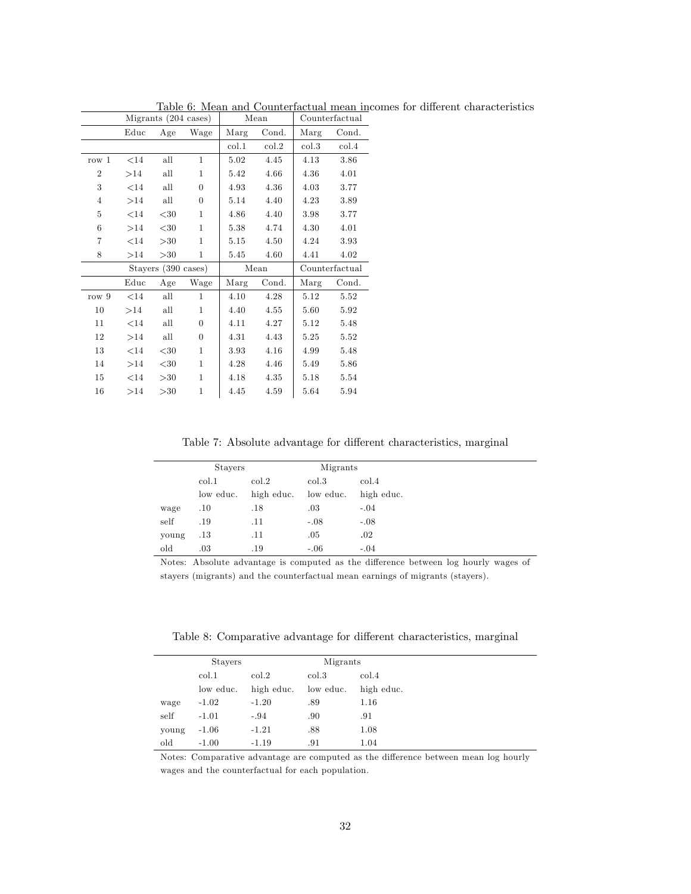Table 6: Mean and Counterfactual mean incomes for different characteristics

| | Migrants (204 cases) | | | Mean | | Counterfactual | |
|---|---|---|---|---|---|---|---|
| | Educ | Age | Wage | Marg | Cond. | Marg | Cond. |
| | | | | col.1 | col.2 | col.3 | col.4 |
| row 1 | <14 | all | 1 | 5.02 | 4.45 | 4.13 | 3.86 |
| 2 | >14 | all | 1 | 5.42 | 4.66 | 4.36 | 4.01 |
| 3 | <14 | all | 0 | 4.93 | 4.36 | 4.03 | 3.77 |
| 4 | >14 | all | 0 | 5.14 | 4.40 | 4.23 | 3.89 |
| 5 | <14 | <30 | 1 | 4.86 | 4.40 | 3.98 | 3.77 |
| 6 | >14 | <30 | 1 | 5.38 | 4.74 | 4.30 | 4.01 |
| 7 | <14 | >30 | 1 | 5.15 | 4.50 | 4.24 | 3.93 |
| 8 | >14 | >30 | 1 | 5.45 | 4.60 | 4.41 | 4.02 |
| | Stayers (390 cases) | | | Mean | | Counterfactual | |
| | Educ | Age | Wage | Marg | Cond. | Marg | Cond. |
| row 9 | <14 | all | 1 | 4.10 | 4.28 | 5.12 | 5.52 |
| 10 | >14 | all | 1 | 4.40 | 4.55 | 5.60 | 5.92 |
| 11 | <14 | all | 0 | 4.11 | 4.27 | 5.12 | 5.48 |
| 12 | >14 | all | 0 | 4.31 | 4.43 | 5.25 | 5.52 |
| 13 | <14 | <30 | 1 | 3.93 | 4.16 | 4.99 | 5.48 |
| 14 | >14 | <30 | 1 | 4.28 | 4.46 | 5.49 | 5.86 |
| 15 | <14 | >30 | 1 | 4.18 | 4.35 | 5.18 | 5.54 |
| 16 | >14 | >30 | 1 | 4.45 | 4.59 | 5.64 | 5.94 |

Table 7: Absolute advantage for different characteristics, marginal

| | Stayers | | Migrants | |
|---|---|---|---|---|
| | col.1 | col.2 | col.3 | col.4 |
| | low educ. | high educ. | low educ. | high educ. |
| wage | .10 | .18 | .03 | -.04 |
| self | .19 | .11 | -.08 | -.08 |
| young | .13 | .11 | .05 | .02 |
| old | .03 | .19 | -.06 | -.04 |

Notes: Absolute advantage is computed as the difference between log hourly wages of stayers (migrants) and the counterfactual mean earnings of migrants (stayers).

Table 8: Comparative advantage for different characteristics, marginal

| | Stayers | | Migrants | |
|---|---|---|---|---|
| | col.1 | col.2 | col.3 | col.4 |
| | low educ. | high educ. | low educ. | high educ. |
| wage | -1.02 | -1.20 | .89 | 1.16 |
| self | -1.01 | -.94 | .90 | .91 |
| young | -1.06 | -1.21 | .88 | 1.08 |
| old | -1.00 | -1.19 | .91 | 1.04 |

Notes: Comparative advantage are computed as the difference between mean log hourly wages and the counterfactual for each population.